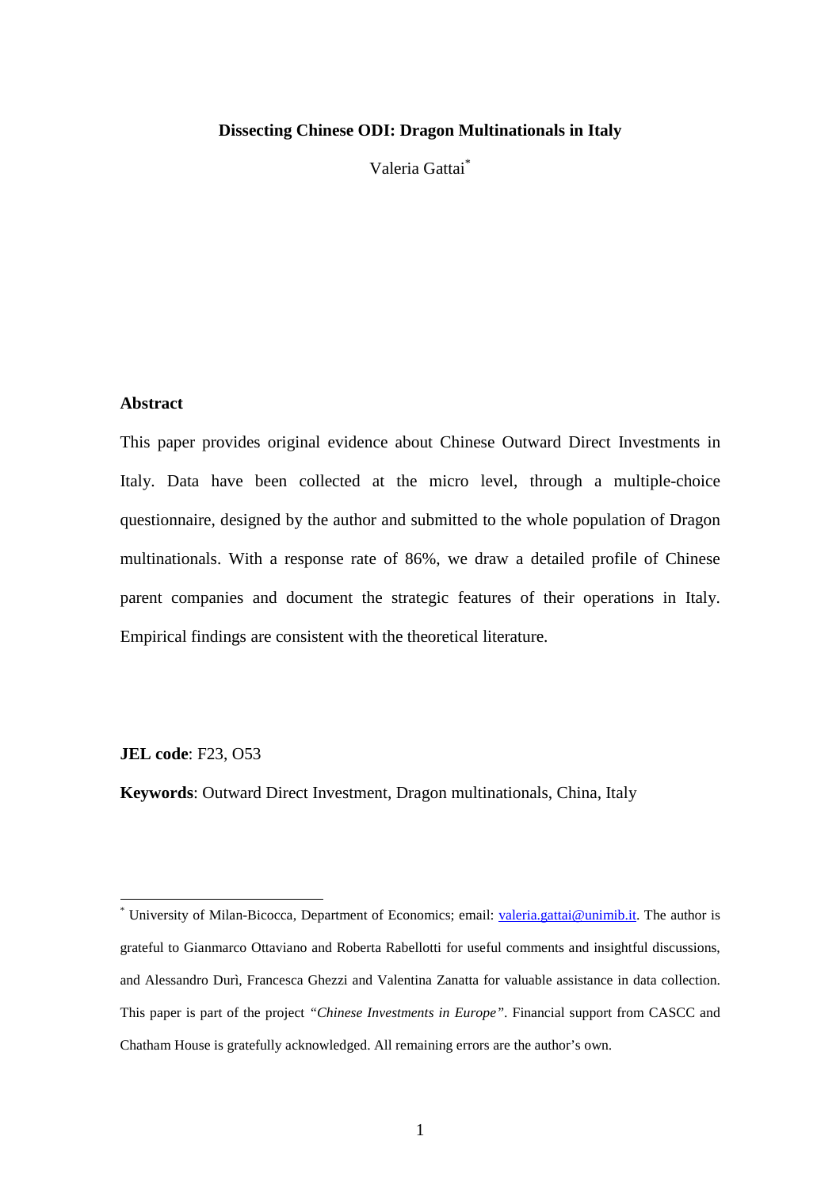# Dissecting Chinese ODI: Dragon Multinationals in Italy

Valeria Gattai[*]

## Abstract

This paper provides original evidence about Chinese Outward Direct Investments in Italy. Data have been collected at the micro level, through a multiple-choice questionnaire, designed by the author and submitted to the whole population of Dragon multinationals. With a response rate of 86%, we draw a detailed profile of Chinese parent companies and document the strategic features of their operations in Italy. Empirical findings are consistent with the theoretical literature.

**JEL code**: F23, O53

**Keywords**: Outward Direct Investment, Dragon multinationals, China, Italy

---

[*] University of Milan-Bicocca, Department of Economics; email: valeria.gattai@unimib.it. The author is grateful to Gianmarco Ottaviano and Roberta Rabellotti for useful comments and insightful discussions, and Alessandro Durì, Francesca Ghezzi and Valentina Zanatta for valuable assistance in data collection. This paper is part of the project *"Chinese Investments in Europe"*. Financial support from CASCC and Chatham House is gratefully acknowledged. All remaining errors are the author's own.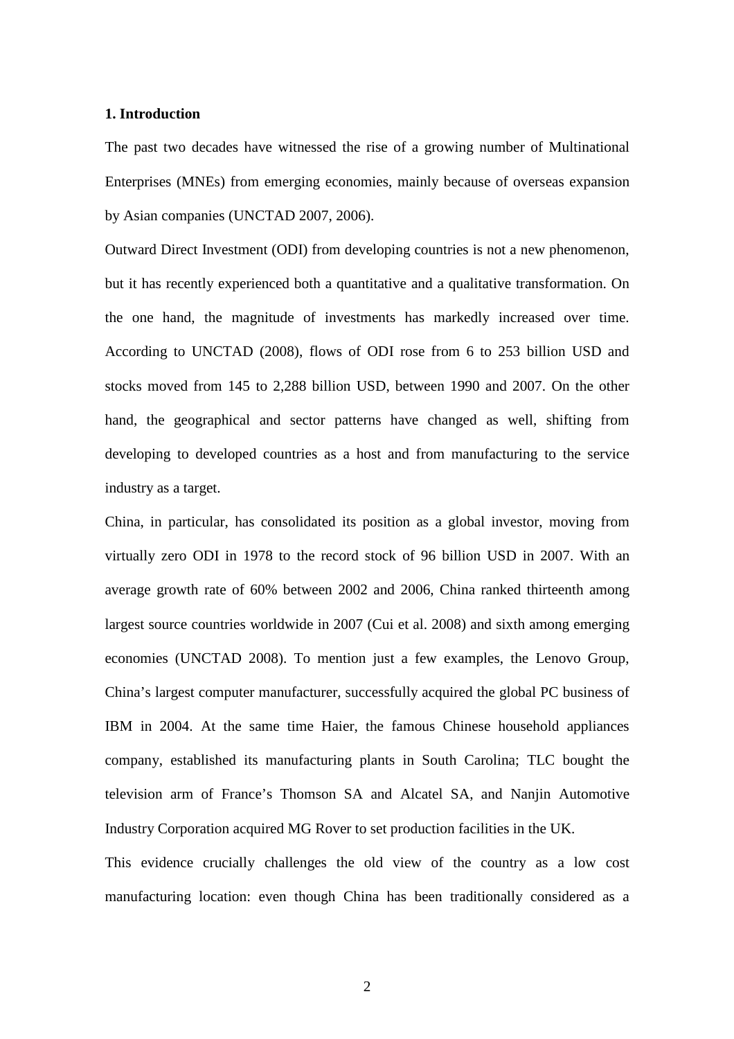## 1. Introduction

The past two decades have witnessed the rise of a growing number of Multinational Enterprises (MNEs) from emerging economies, mainly because of overseas expansion by Asian companies (UNCTAD 2007, 2006).

Outward Direct Investment (ODI) from developing countries is not a new phenomenon, but it has recently experienced both a quantitative and a qualitative transformation. On the one hand, the magnitude of investments has markedly increased over time. According to UNCTAD (2008), flows of ODI rose from 6 to 253 billion USD and stocks moved from 145 to 2,288 billion USD, between 1990 and 2007. On the other hand, the geographical and sector patterns have changed as well, shifting from developing to developed countries as a host and from manufacturing to the service industry as a target.

China, in particular, has consolidated its position as a global investor, moving from virtually zero ODI in 1978 to the record stock of 96 billion USD in 2007. With an average growth rate of 60% between 2002 and 2006, China ranked thirteenth among largest source countries worldwide in 2007 (Cui et al. 2008) and sixth among emerging economies (UNCTAD 2008). To mention just a few examples, the Lenovo Group, China's largest computer manufacturer, successfully acquired the global PC business of IBM in 2004. At the same time Haier, the famous Chinese household appliances company, established its manufacturing plants in South Carolina; TLC bought the television arm of France's Thomson SA and Alcatel SA, and Nanjin Automotive Industry Corporation acquired MG Rover to set production facilities in the UK.

This evidence crucially challenges the old view of the country as a low cost manufacturing location: even though China has been traditionally considered as a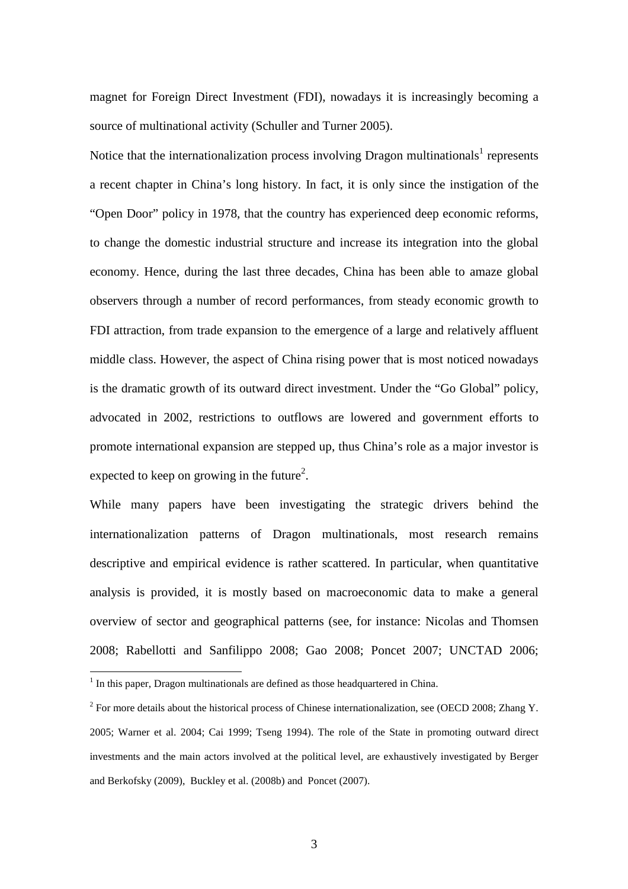magnet for Foreign Direct Investment (FDI), nowadays it is increasingly becoming a source of multinational activity (Schuller and Turner 2005).

Notice that the internationalization process involving Dragon multinationals[1] represents a recent chapter in China's long history. In fact, it is only since the instigation of the "Open Door" policy in 1978, that the country has experienced deep economic reforms, to change the domestic industrial structure and increase its integration into the global economy. Hence, during the last three decades, China has been able to amaze global observers through a number of record performances, from steady economic growth to FDI attraction, from trade expansion to the emergence of a large and relatively affluent middle class. However, the aspect of China rising power that is most noticed nowadays is the dramatic growth of its outward direct investment. Under the "Go Global" policy, advocated in 2002, restrictions to outflows are lowered and government efforts to promote international expansion are stepped up, thus China's role as a major investor is expected to keep on growing in the future[2].

While many papers have been investigating the strategic drivers behind the internationalization patterns of Dragon multinationals, most research remains descriptive and empirical evidence is rather scattered. In particular, when quantitative analysis is provided, it is mostly based on macroeconomic data to make a general overview of sector and geographical patterns (see, for instance: Nicolas and Thomsen 2008; Rabellotti and Sanfilippo 2008; Gao 2008; Poncet 2007; UNCTAD 2006;

---

[1] In this paper, Dragon multinationals are defined as those headquartered in China.

[2] For more details about the historical process of Chinese internationalization, see (OECD 2008; Zhang Y. 2005; Warner et al. 2004; Cai 1999; Tseng 1994). The role of the State in promoting outward direct investments and the main actors involved at the political level, are exhaustively investigated by Berger and Berkofsky (2009), Buckley et al. (2008b) and Poncet (2007).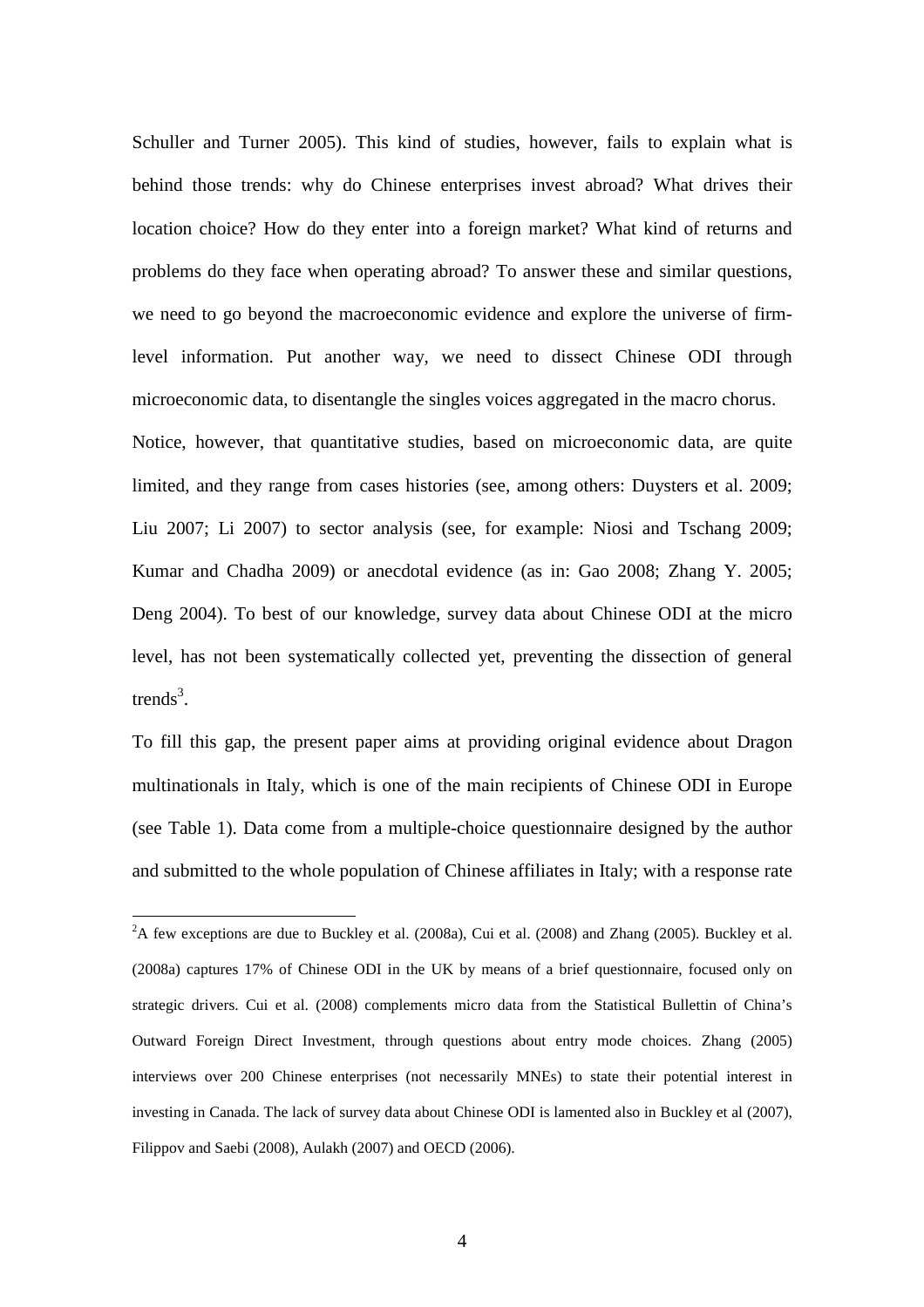Schuller and Turner 2005). This kind of studies, however, fails to explain what is behind those trends: why do Chinese enterprises invest abroad? What drives their location choice? How do they enter into a foreign market? What kind of returns and problems do they face when operating abroad? To answer these and similar questions, we need to go beyond the macroeconomic evidence and explore the universe of firm-level information. Put another way, we need to dissect Chinese ODI through microeconomic data, to disentangle the singles voices aggregated in the macro chorus.

Notice, however, that quantitative studies, based on microeconomic data, are quite limited, and they range from cases histories (see, among others: Duysters et al. 2009; Liu 2007; Li 2007) to sector analysis (see, for example: Niosi and Tschang 2009; Kumar and Chadha 2009) or anecdotal evidence (as in: Gao 2008; Zhang Y. 2005; Deng 2004). To best of our knowledge, survey data about Chinese ODI at the micro level, has not been systematically collected yet, preventing the dissection of general trends[3].

To fill this gap, the present paper aims at providing original evidence about Dragon multinationals in Italy, which is one of the main recipients of Chinese ODI in Europe (see Table 1). Data come from a multiple-choice questionnaire designed by the author and submitted to the whole population of Chinese affiliates in Italy; with a response rate

---

[2]A few exceptions are due to Buckley et al. (2008a), Cui et al. (2008) and Zhang (2005). Buckley et al. (2008a) captures 17% of Chinese ODI in the UK by means of a brief questionnaire, focused only on strategic drivers. Cui et al. (2008) complements micro data from the Statistical Bullettin of China's Outward Foreign Direct Investment, through questions about entry mode choices. Zhang (2005) interviews over 200 Chinese enterprises (not necessarily MNEs) to state their potential interest in investing in Canada. The lack of survey data about Chinese ODI is lamented also in Buckley et al (2007), Filippov and Saebi (2008), Aulakh (2007) and OECD (2006).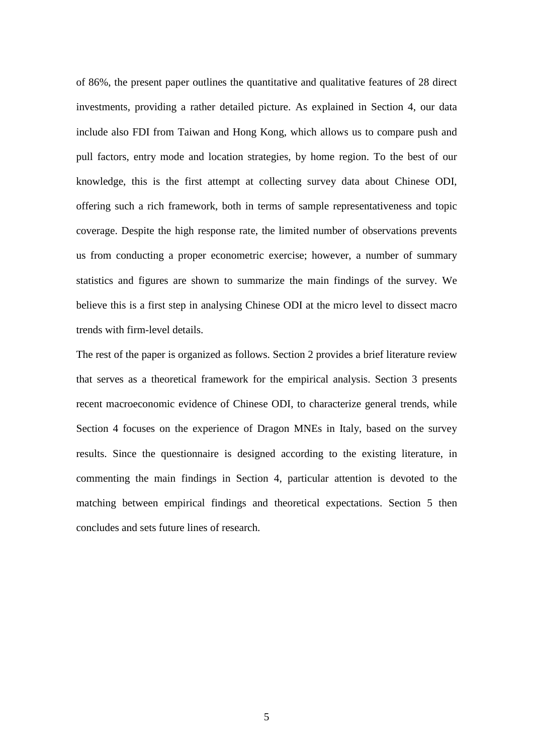of 86%, the present paper outlines the quantitative and qualitative features of 28 direct investments, providing a rather detailed picture. As explained in Section 4, our data include also FDI from Taiwan and Hong Kong, which allows us to compare push and pull factors, entry mode and location strategies, by home region. To the best of our knowledge, this is the first attempt at collecting survey data about Chinese ODI, offering such a rich framework, both in terms of sample representativeness and topic coverage. Despite the high response rate, the limited number of observations prevents us from conducting a proper econometric exercise; however, a number of summary statistics and figures are shown to summarize the main findings of the survey. We believe this is a first step in analysing Chinese ODI at the micro level to dissect macro trends with firm-level details.

The rest of the paper is organized as follows. Section 2 provides a brief literature review that serves as a theoretical framework for the empirical analysis. Section 3 presents recent macroeconomic evidence of Chinese ODI, to characterize general trends, while Section 4 focuses on the experience of Dragon MNEs in Italy, based on the survey results. Since the questionnaire is designed according to the existing literature, in commenting the main findings in Section 4, particular attention is devoted to the matching between empirical findings and theoretical expectations. Section 5 then concludes and sets future lines of research.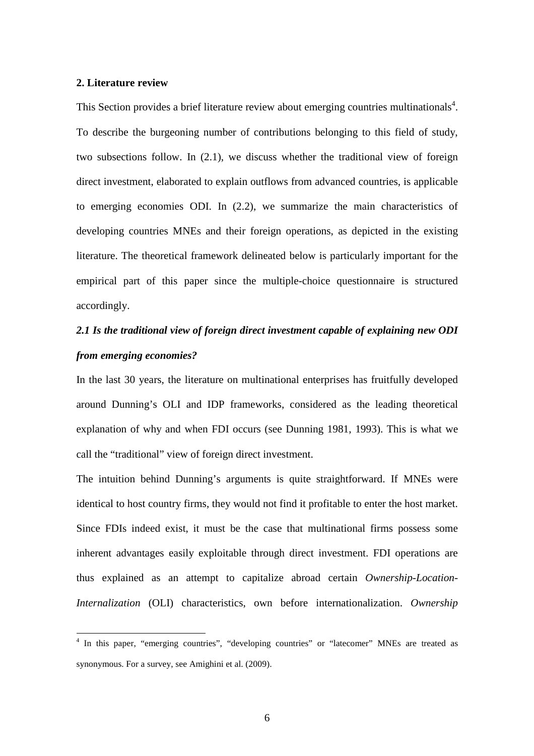## 2. Literature review

This Section provides a brief literature review about emerging countries multinationals[4]. To describe the burgeoning number of contributions belonging to this field of study, two subsections follow. In (2.1), we discuss whether the traditional view of foreign direct investment, elaborated to explain outflows from advanced countries, is applicable to emerging economies ODI. In (2.2), we summarize the main characteristics of developing countries MNEs and their foreign operations, as depicted in the existing literature. The theoretical framework delineated below is particularly important for the empirical part of this paper since the multiple-choice questionnaire is structured accordingly.

### *2.1 Is the traditional view of foreign direct investment capable of explaining new ODI from emerging economies?*

In the last 30 years, the literature on multinational enterprises has fruitfully developed around Dunning's OLI and IDP frameworks, considered as the leading theoretical explanation of why and when FDI occurs (see Dunning 1981, 1993). This is what we call the "traditional" view of foreign direct investment.

The intuition behind Dunning's arguments is quite straightforward. If MNEs were identical to host country firms, they would not find it profitable to enter the host market. Since FDIs indeed exist, it must be the case that multinational firms possess some inherent advantages easily exploitable through direct investment. FDI operations are thus explained as an attempt to capitalize abroad certain *Ownership-Location-Internalization* (OLI) characteristics, own before internationalization. *Ownership*

[4] In this paper, "emerging countries", "developing countries" or "latecomer" MNEs are treated as synonymous. For a survey, see Amighini et al. (2009).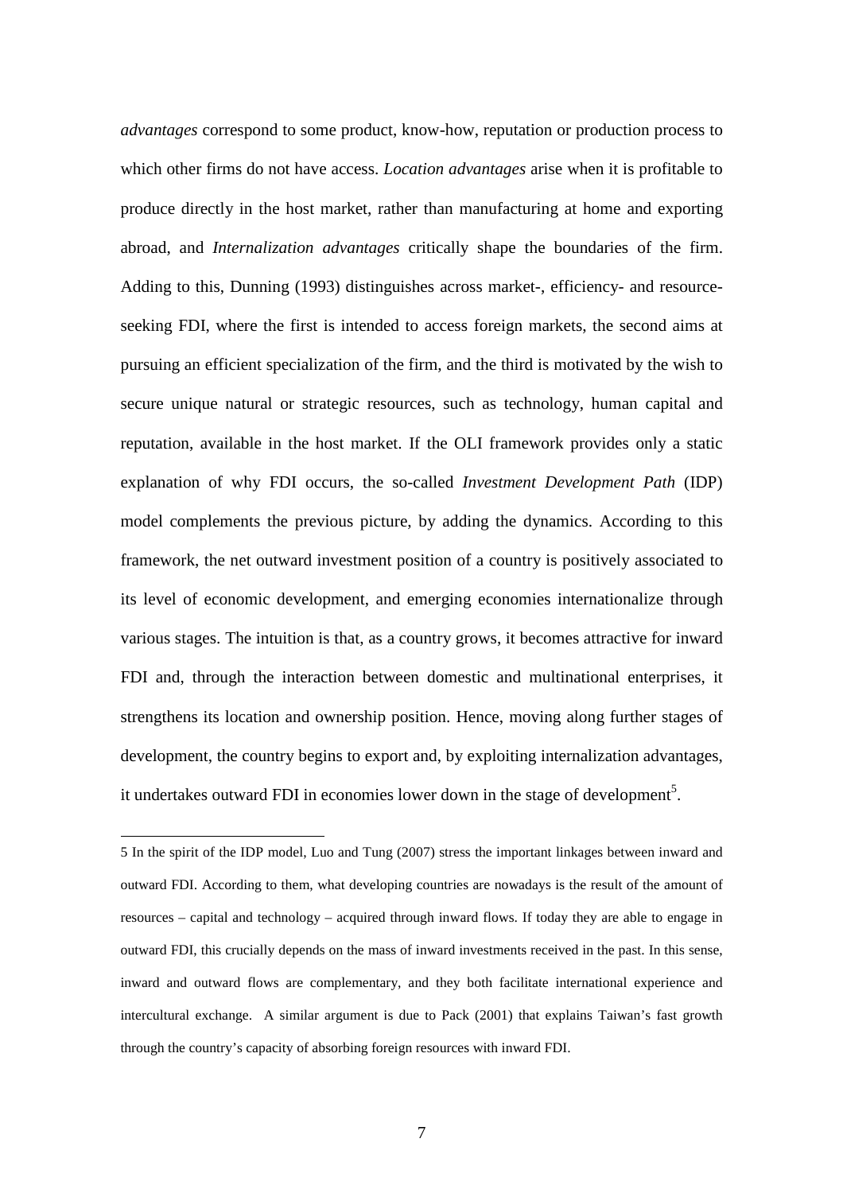*advantages* correspond to some product, know-how, reputation or production process to which other firms do not have access. *Location advantages* arise when it is profitable to produce directly in the host market, rather than manufacturing at home and exporting abroad, and *Internalization advantages* critically shape the boundaries of the firm. Adding to this, Dunning (1993) distinguishes across market-, efficiency- and resource-seeking FDI, where the first is intended to access foreign markets, the second aims at pursuing an efficient specialization of the firm, and the third is motivated by the wish to secure unique natural or strategic resources, such as technology, human capital and reputation, available in the host market. If the OLI framework provides only a static explanation of why FDI occurs, the so-called *Investment Development Path* (IDP) model complements the previous picture, by adding the dynamics. According to this framework, the net outward investment position of a country is positively associated to its level of economic development, and emerging economies internationalize through various stages. The intuition is that, as a country grows, it becomes attractive for inward FDI and, through the interaction between domestic and multinational enterprises, it strengthens its location and ownership position. Hence, moving along further stages of development, the country begins to export and, by exploiting internalization advantages, it undertakes outward FDI in economies lower down in the stage of development[5].

---

5 In the spirit of the IDP model, Luo and Tung (2007) stress the important linkages between inward and outward FDI. According to them, what developing countries are nowadays is the result of the amount of resources – capital and technology – acquired through inward flows. If today they are able to engage in outward FDI, this crucially depends on the mass of inward investments received in the past. In this sense, inward and outward flows are complementary, and they both facilitate international experience and intercultural exchange. A similar argument is due to Pack (2001) that explains Taiwan's fast growth through the country's capacity of absorbing foreign resources with inward FDI.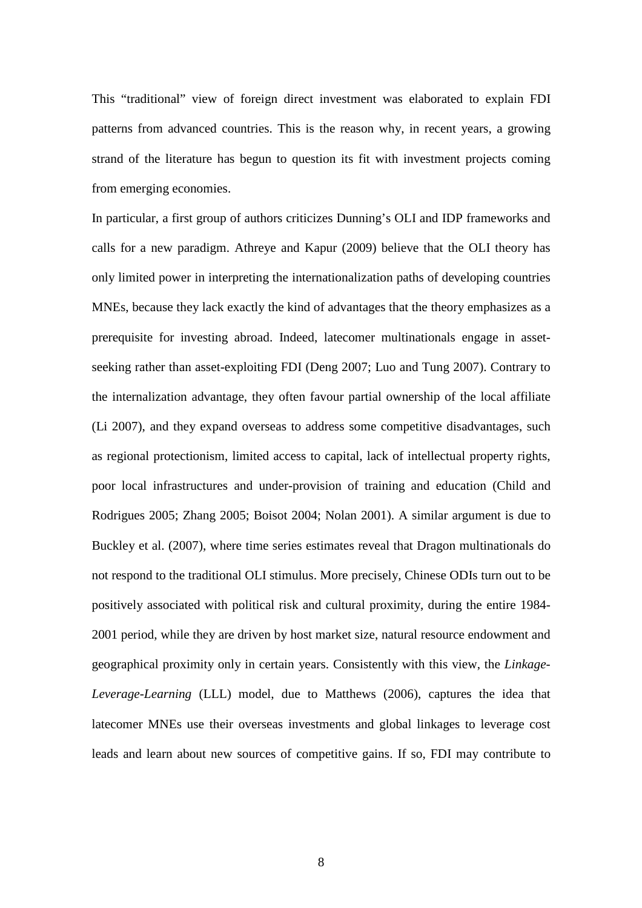This "traditional" view of foreign direct investment was elaborated to explain FDI patterns from advanced countries. This is the reason why, in recent years, a growing strand of the literature has begun to question its fit with investment projects coming from emerging economies.

In particular, a first group of authors criticizes Dunning's OLI and IDP frameworks and calls for a new paradigm. Athreye and Kapur (2009) believe that the OLI theory has only limited power in interpreting the internationalization paths of developing countries MNEs, because they lack exactly the kind of advantages that the theory emphasizes as a prerequisite for investing abroad. Indeed, latecomer multinationals engage in asset-seeking rather than asset-exploiting FDI (Deng 2007; Luo and Tung 2007). Contrary to the internalization advantage, they often favour partial ownership of the local affiliate (Li 2007), and they expand overseas to address some competitive disadvantages, such as regional protectionism, limited access to capital, lack of intellectual property rights, poor local infrastructures and under-provision of training and education (Child and Rodrigues 2005; Zhang 2005; Boisot 2004; Nolan 2001). A similar argument is due to Buckley et al. (2007), where time series estimates reveal that Dragon multinationals do not respond to the traditional OLI stimulus. More precisely, Chinese ODIs turn out to be positively associated with political risk and cultural proximity, during the entire 1984-2001 period, while they are driven by host market size, natural resource endowment and geographical proximity only in certain years. Consistently with this view, the *Linkage-Leverage-Learning* (LLL) model, due to Matthews (2006), captures the idea that latecomer MNEs use their overseas investments and global linkages to leverage cost leads and learn about new sources of competitive gains. If so, FDI may contribute to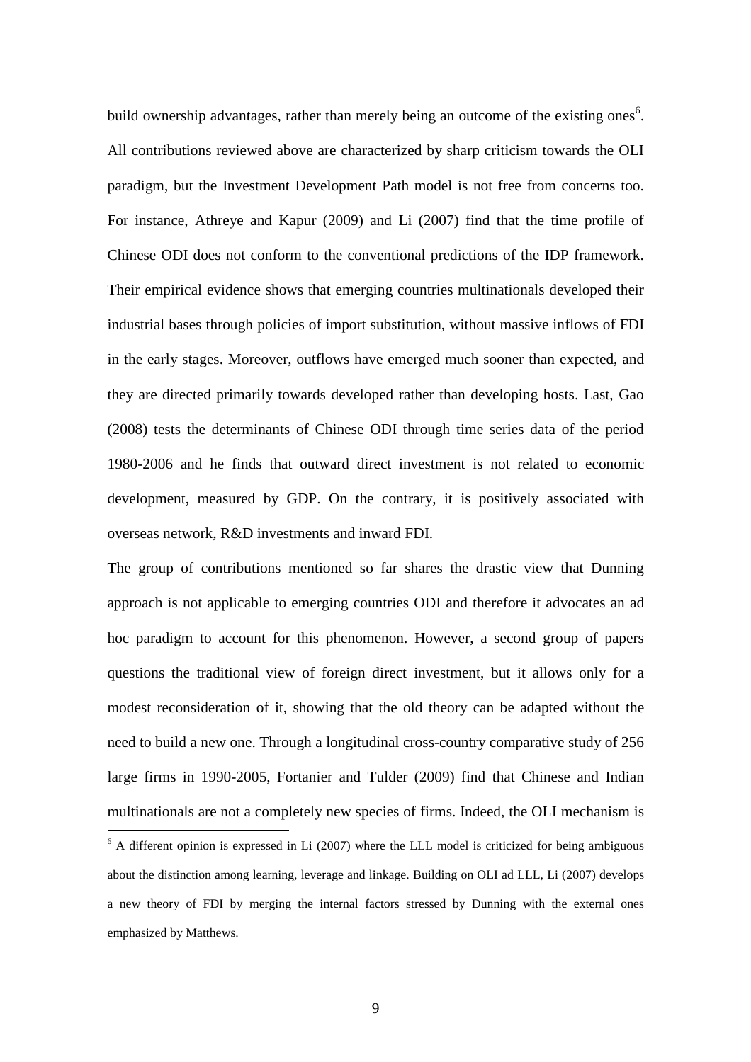build ownership advantages, rather than merely being an outcome of the existing ones[6]. All contributions reviewed above are characterized by sharp criticism towards the OLI paradigm, but the Investment Development Path model is not free from concerns too. For instance, Athreye and Kapur (2009) and Li (2007) find that the time profile of Chinese ODI does not conform to the conventional predictions of the IDP framework. Their empirical evidence shows that emerging countries multinationals developed their industrial bases through policies of import substitution, without massive inflows of FDI in the early stages. Moreover, outflows have emerged much sooner than expected, and they are directed primarily towards developed rather than developing hosts. Last, Gao (2008) tests the determinants of Chinese ODI through time series data of the period 1980-2006 and he finds that outward direct investment is not related to economic development, measured by GDP. On the contrary, it is positively associated with overseas network, R&D investments and inward FDI.

The group of contributions mentioned so far shares the drastic view that Dunning approach is not applicable to emerging countries ODI and therefore it advocates an ad hoc paradigm to account for this phenomenon. However, a second group of papers questions the traditional view of foreign direct investment, but it allows only for a modest reconsideration of it, showing that the old theory can be adapted without the need to build a new one. Through a longitudinal cross-country comparative study of 256 large firms in 1990-2005, Fortanier and Tulder (2009) find that Chinese and Indian multinationals are not a completely new species of firms. Indeed, the OLI mechanism is

[6] A different opinion is expressed in Li (2007) where the LLL model is criticized for being ambiguous about the distinction among learning, leverage and linkage. Building on OLI ad LLL, Li (2007) develops a new theory of FDI by merging the internal factors stressed by Dunning with the external ones emphasized by Matthews.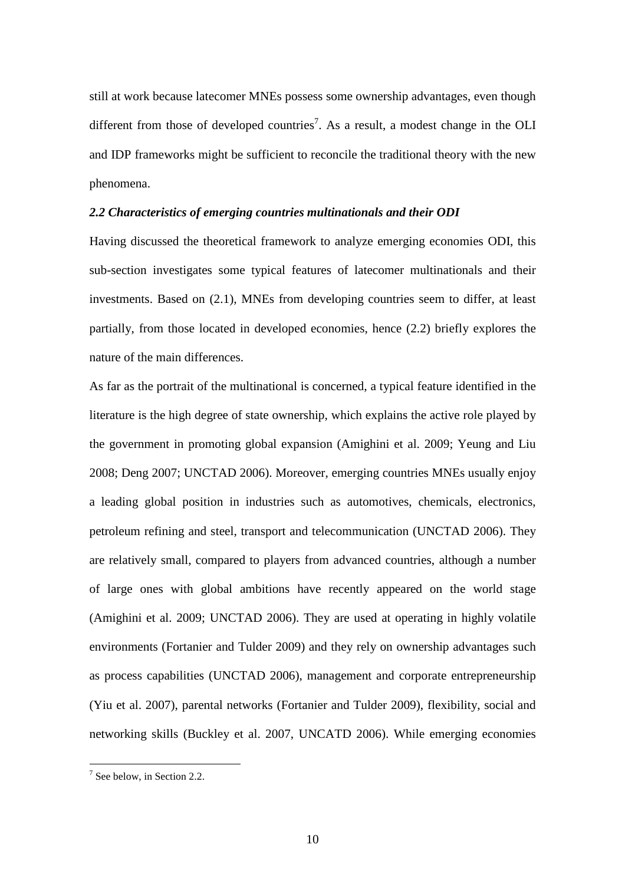still at work because latecomer MNEs possess some ownership advantages, even though different from those of developed countries[7]. As a result, a modest change in the OLI and IDP frameworks might be sufficient to reconcile the traditional theory with the new phenomena.

### *2.2 Characteristics of emerging countries multinationals and their ODI*

Having discussed the theoretical framework to analyze emerging economies ODI, this sub-section investigates some typical features of latecomer multinationals and their investments. Based on (2.1), MNEs from developing countries seem to differ, at least partially, from those located in developed economies, hence (2.2) briefly explores the nature of the main differences.

As far as the portrait of the multinational is concerned, a typical feature identified in the literature is the high degree of state ownership, which explains the active role played by the government in promoting global expansion (Amighini et al. 2009; Yeung and Liu 2008; Deng 2007; UNCTAD 2006). Moreover, emerging countries MNEs usually enjoy a leading global position in industries such as automotives, chemicals, electronics, petroleum refining and steel, transport and telecommunication (UNCTAD 2006). They are relatively small, compared to players from advanced countries, although a number of large ones with global ambitions have recently appeared on the world stage (Amighini et al. 2009; UNCTAD 2006). They are used at operating in highly volatile environments (Fortanier and Tulder 2009) and they rely on ownership advantages such as process capabilities (UNCTAD 2006), management and corporate entrepreneurship (Yiu et al. 2007), parental networks (Fortanier and Tulder 2009), flexibility, social and networking skills (Buckley et al. 2007, UNCATD 2006). While emerging economies

---

[7] See below, in Section 2.2.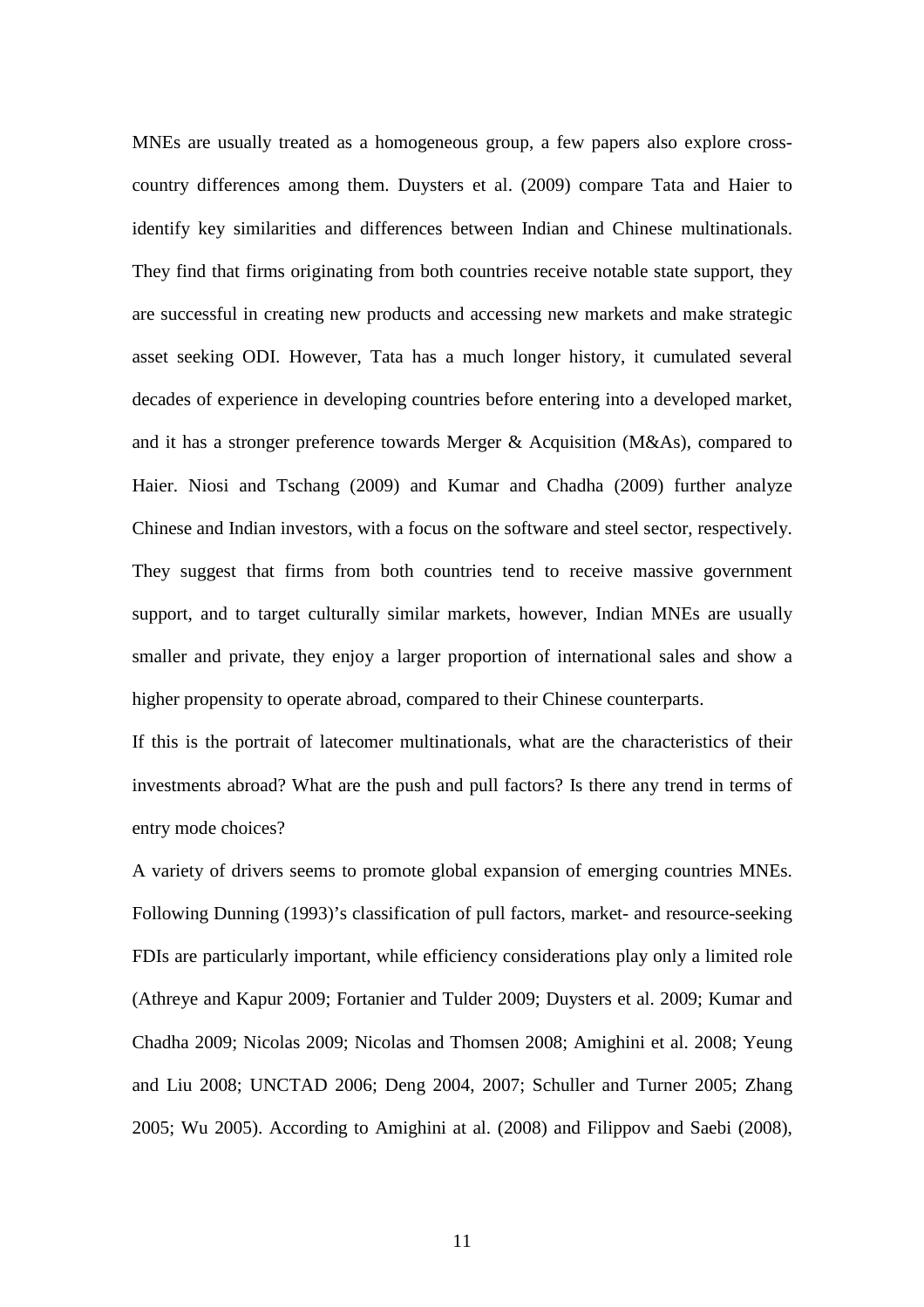MNEs are usually treated as a homogeneous group, a few papers also explore cross-country differences among them. Duysters et al. (2009) compare Tata and Haier to identify key similarities and differences between Indian and Chinese multinationals. They find that firms originating from both countries receive notable state support, they are successful in creating new products and accessing new markets and make strategic asset seeking ODI. However, Tata has a much longer history, it cumulated several decades of experience in developing countries before entering into a developed market, and it has a stronger preference towards Merger & Acquisition (M&As), compared to Haier. Niosi and Tschang (2009) and Kumar and Chadha (2009) further analyze Chinese and Indian investors, with a focus on the software and steel sector, respectively. They suggest that firms from both countries tend to receive massive government support, and to target culturally similar markets, however, Indian MNEs are usually smaller and private, they enjoy a larger proportion of international sales and show a higher propensity to operate abroad, compared to their Chinese counterparts.

If this is the portrait of latecomer multinationals, what are the characteristics of their investments abroad? What are the push and pull factors? Is there any trend in terms of entry mode choices?

A variety of drivers seems to promote global expansion of emerging countries MNEs. Following Dunning (1993)'s classification of pull factors, market- and resource-seeking FDIs are particularly important, while efficiency considerations play only a limited role (Athreye and Kapur 2009; Fortanier and Tulder 2009; Duysters et al. 2009; Kumar and Chadha 2009; Nicolas 2009; Nicolas and Thomsen 2008; Amighini et al. 2008; Yeung and Liu 2008; UNCTAD 2006; Deng 2004, 2007; Schuller and Turner 2005; Zhang 2005; Wu 2005). According to Amighini at al. (2008) and Filippov and Saebi (2008),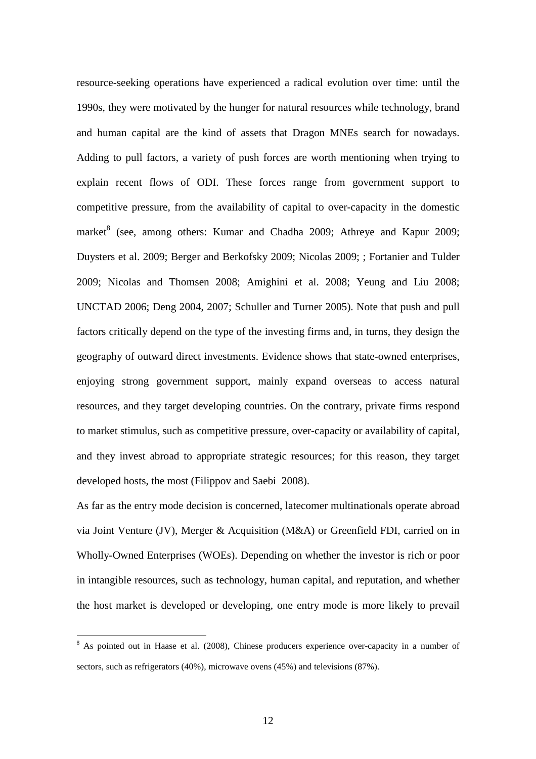resource-seeking operations have experienced a radical evolution over time: until the 1990s, they were motivated by the hunger for natural resources while technology, brand and human capital are the kind of assets that Dragon MNEs search for nowadays. Adding to pull factors, a variety of push forces are worth mentioning when trying to explain recent flows of ODI. These forces range from government support to competitive pressure, from the availability of capital to over-capacity in the domestic market[8] (see, among others: Kumar and Chadha 2009; Athreye and Kapur 2009; Duysters et al. 2009; Berger and Berkofsky 2009; Nicolas 2009; ; Fortanier and Tulder 2009; Nicolas and Thomsen 2008; Amighini et al. 2008; Yeung and Liu 2008; UNCTAD 2006; Deng 2004, 2007; Schuller and Turner 2005). Note that push and pull factors critically depend on the type of the investing firms and, in turns, they design the geography of outward direct investments. Evidence shows that state-owned enterprises, enjoying strong government support, mainly expand overseas to access natural resources, and they target developing countries. On the contrary, private firms respond to market stimulus, such as competitive pressure, over-capacity or availability of capital, and they invest abroad to appropriate strategic resources; for this reason, they target developed hosts, the most (Filippov and Saebi 2008).

As far as the entry mode decision is concerned, latecomer multinationals operate abroad via Joint Venture (JV), Merger & Acquisition (M&A) or Greenfield FDI, carried on in Wholly-Owned Enterprises (WOEs). Depending on whether the investor is rich or poor in intangible resources, such as technology, human capital, and reputation, and whether the host market is developed or developing, one entry mode is more likely to prevail

[8] As pointed out in Haase et al. (2008), Chinese producers experience over-capacity in a number of sectors, such as refrigerators (40%), microwave ovens (45%) and televisions (87%).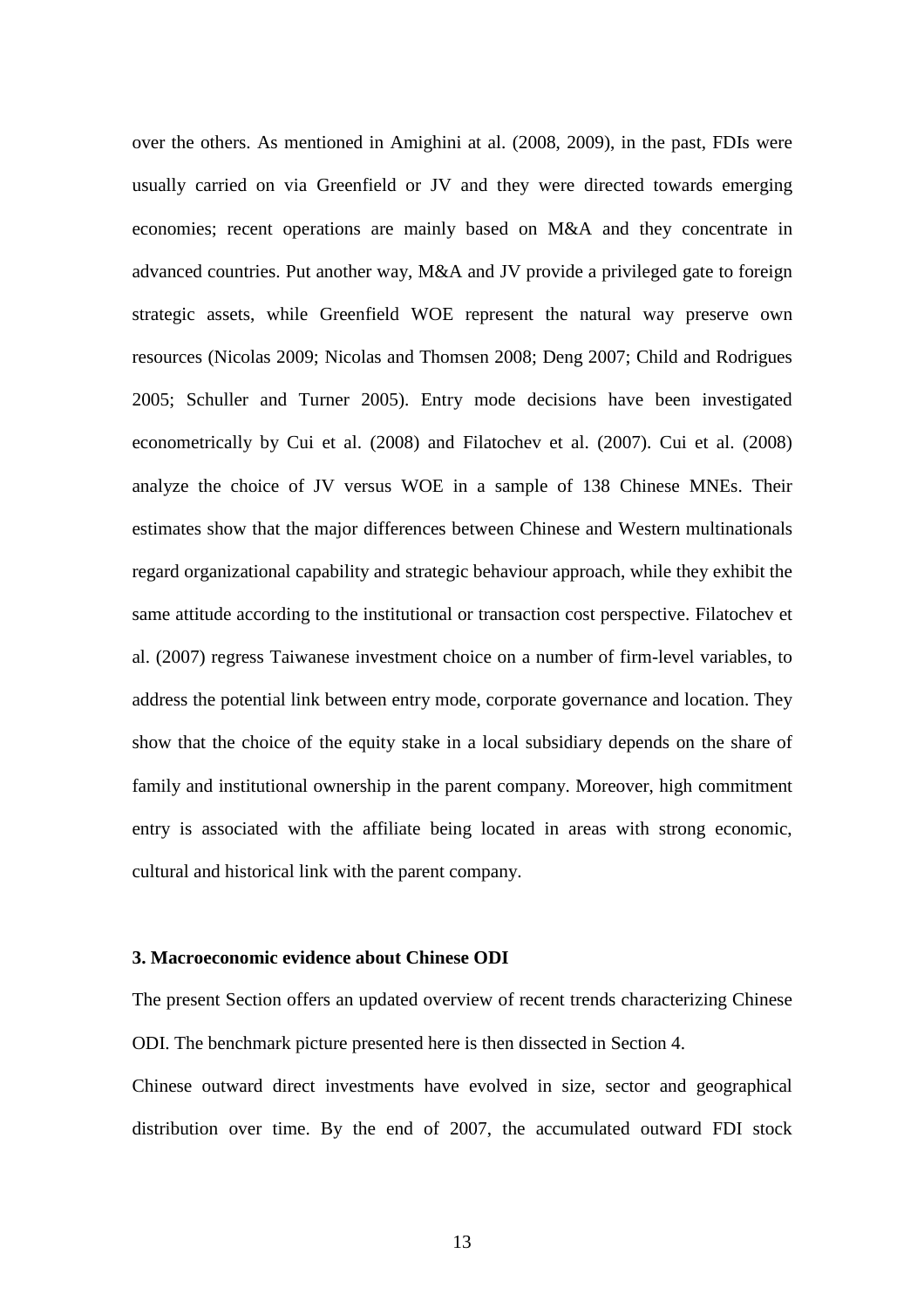over the others. As mentioned in Amighini at al. (2008, 2009), in the past, FDIs were usually carried on via Greenfield or JV and they were directed towards emerging economies; recent operations are mainly based on M&A and they concentrate in advanced countries. Put another way, M&A and JV provide a privileged gate to foreign strategic assets, while Greenfield WOE represent the natural way preserve own resources (Nicolas 2009; Nicolas and Thomsen 2008; Deng 2007; Child and Rodrigues 2005; Schuller and Turner 2005). Entry mode decisions have been investigated econometrically by Cui et al. (2008) and Filatochev et al. (2007). Cui et al. (2008) analyze the choice of JV versus WOE in a sample of 138 Chinese MNEs. Their estimates show that the major differences between Chinese and Western multinationals regard organizational capability and strategic behaviour approach, while they exhibit the same attitude according to the institutional or transaction cost perspective. Filatochev et al. (2007) regress Taiwanese investment choice on a number of firm-level variables, to address the potential link between entry mode, corporate governance and location. They show that the choice of the equity stake in a local subsidiary depends on the share of family and institutional ownership in the parent company. Moreover, high commitment entry is associated with the affiliate being located in areas with strong economic, cultural and historical link with the parent company.

### 3. Macroeconomic evidence about Chinese ODI

The present Section offers an updated overview of recent trends characterizing Chinese ODI. The benchmark picture presented here is then dissected in Section 4.

Chinese outward direct investments have evolved in size, sector and geographical distribution over time. By the end of 2007, the accumulated outward FDI stock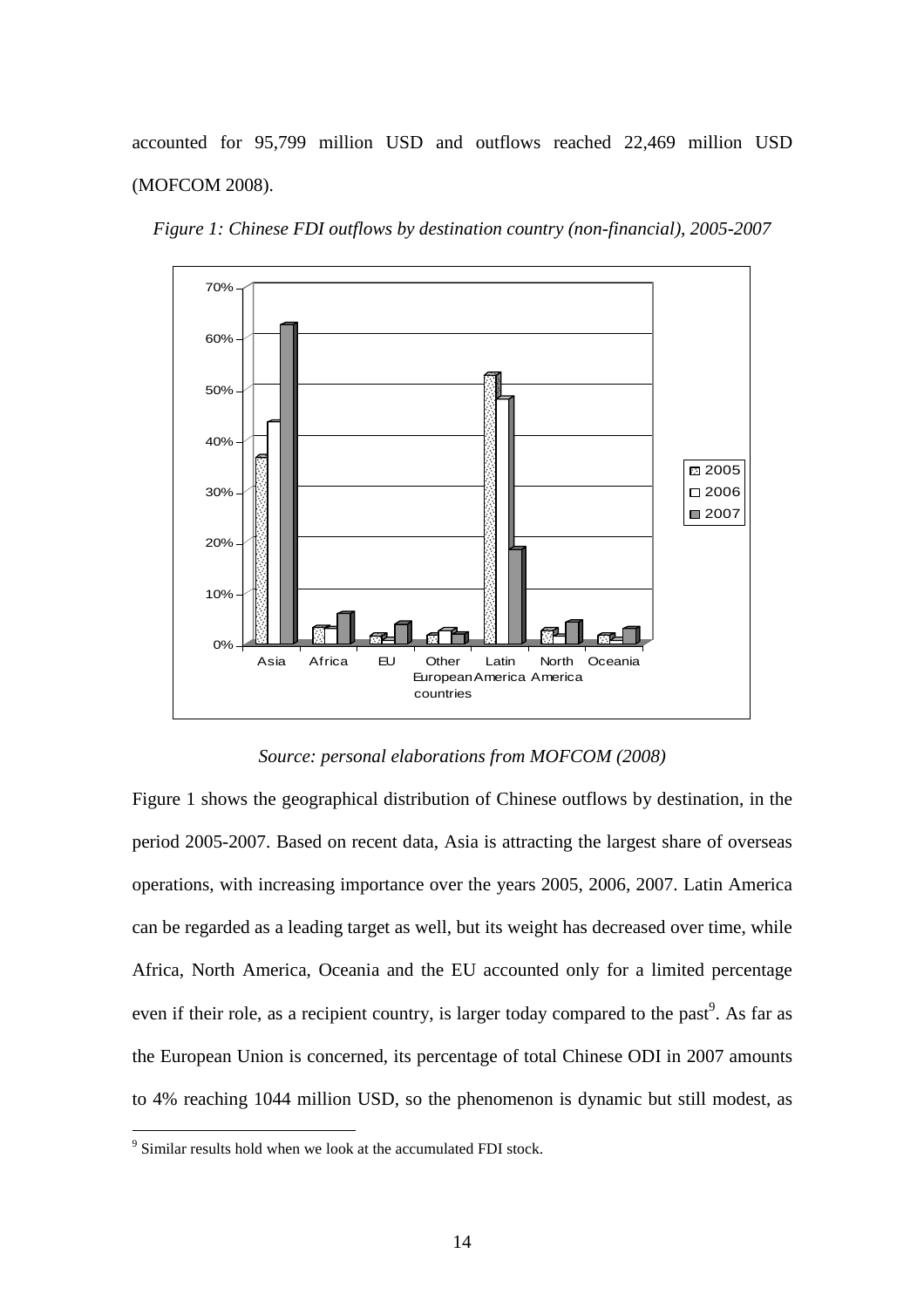accounted for 95,799 million USD and outflows reached 22,469 million USD (MOFCOM 2008).

*Figure 1: Chinese FDI outflows by destination country (non-financial), 2005-2007*

*Source: personal elaborations from MOFCOM (2008)*

Figure 1 shows the geographical distribution of Chinese outflows by destination, in the period 2005-2007. Based on recent data, Asia is attracting the largest share of overseas operations, with increasing importance over the years 2005, 2006, 2007. Latin America can be regarded as a leading target as well, but its weight has decreased over time, while Africa, North America, Oceania and the EU accounted only for a limited percentage even if their role, as a recipient country, is larger today compared to the past[9]. As far as the European Union is concerned, its percentage of total Chinese ODI in 2007 amounts to 4% reaching 1044 million USD, so the phenomenon is dynamic but still modest, as

[9] Similar results hold when we look at the accumulated FDI stock.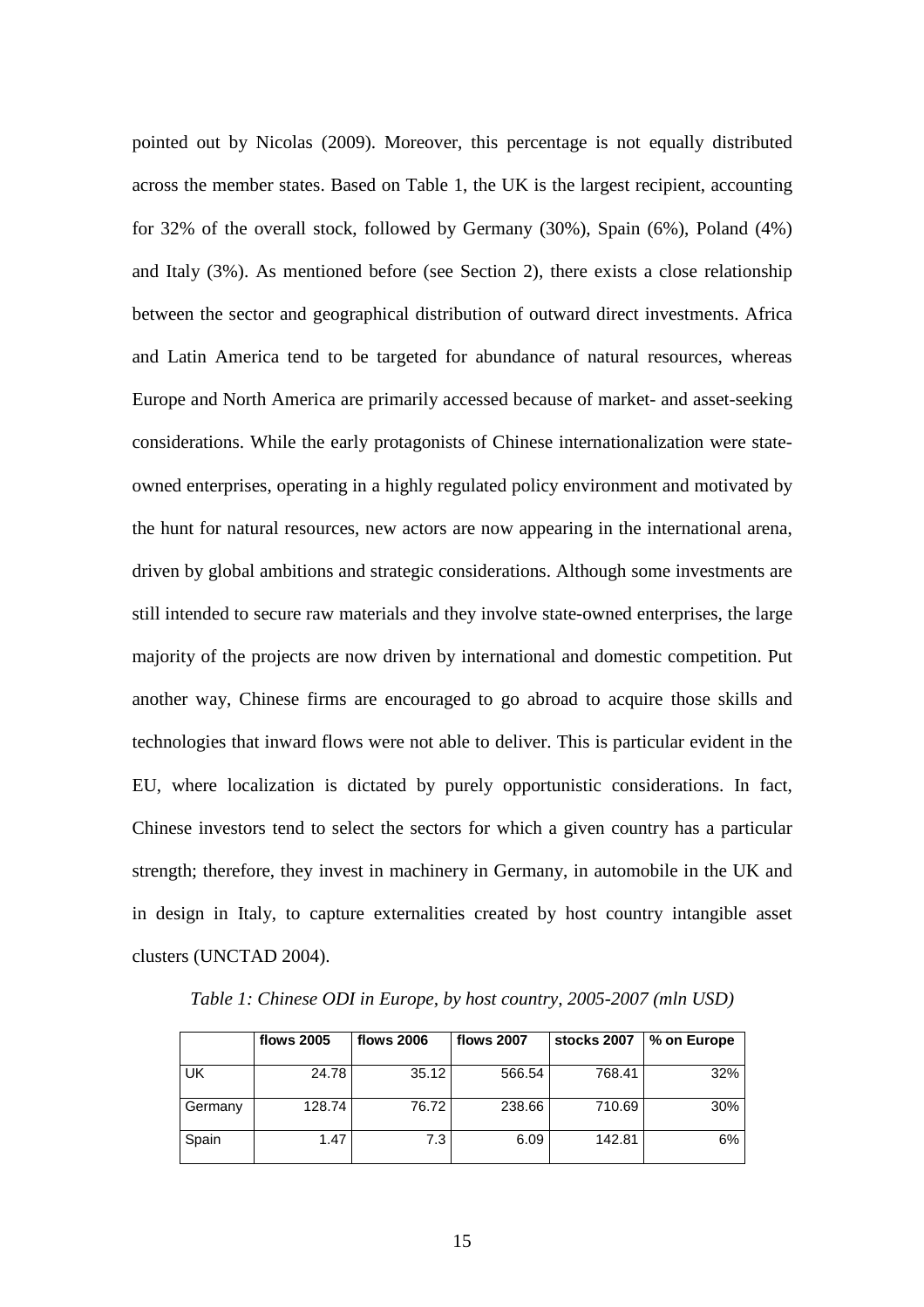pointed out by Nicolas (2009). Moreover, this percentage is not equally distributed across the member states. Based on Table 1, the UK is the largest recipient, accounting for 32% of the overall stock, followed by Germany (30%), Spain (6%), Poland (4%) and Italy (3%). As mentioned before (see Section 2), there exists a close relationship between the sector and geographical distribution of outward direct investments. Africa and Latin America tend to be targeted for abundance of natural resources, whereas Europe and North America are primarily accessed because of market- and asset-seeking considerations. While the early protagonists of Chinese internationalization were state-owned enterprises, operating in a highly regulated policy environment and motivated by the hunt for natural resources, new actors are now appearing in the international arena, driven by global ambitions and strategic considerations. Although some investments are still intended to secure raw materials and they involve state-owned enterprises, the large majority of the projects are now driven by international and domestic competition. Put another way, Chinese firms are encouraged to go abroad to acquire those skills and technologies that inward flows were not able to deliver. This is particular evident in the EU, where localization is dictated by purely opportunistic considerations. In fact, Chinese investors tend to select the sectors for which a given country has a particular strength; therefore, they invest in machinery in Germany, in automobile in the UK and in design in Italy, to capture externalities created by host country intangible asset clusters (UNCTAD 2004).

*Table 1: Chinese ODI in Europe, by host country, 2005-2007 (mln USD)*

| | flows 2005 | flows 2006 | flows 2007 | stocks 2007 | % on Europe |
|---|---|---|---|---|---|
| UK | 24.78 | 35.12 | 566.54 | 768.41 | 32% |
| Germany | 128.74 | 76.72 | 238.66 | 710.69 | 30% |
| Spain | 1.47 | 7.3 | 6.09 | 142.81 | 6% |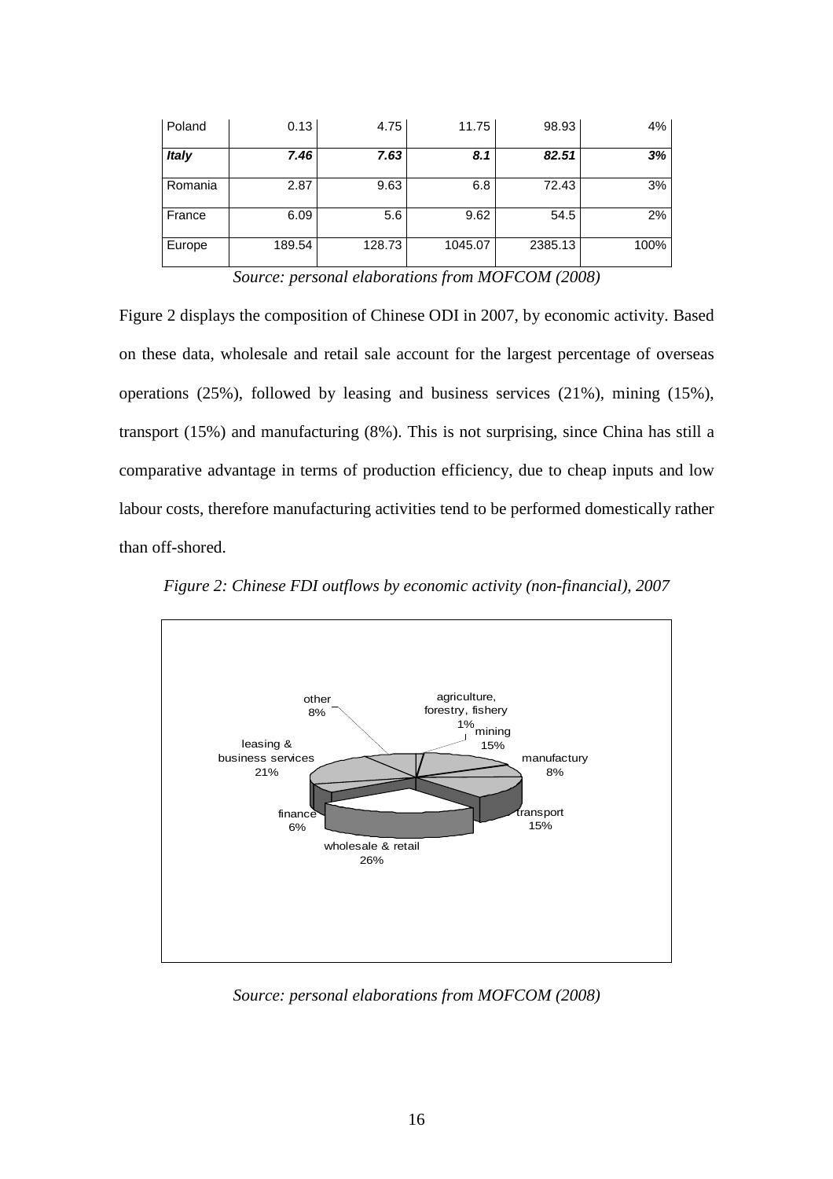| Poland | 0.13 | 4.75 | 11.75 | 98.93 | 4% |
|---|---|---|---|---|---|
| ***Italy*** | ***7.46*** | ***7.63*** | ***8.1*** | ***82.51*** | ***3%*** |
| Romania | 2.87 | 9.63 | 6.8 | 72.43 | 3% |
| France | 6.09 | 5.6 | 9.62 | 54.5 | 2% |
| Europe | 189.54 | 128.73 | 1045.07 | 2385.13 | 100% |

*Source: personal elaborations from MOFCOM (2008)*

Figure 2 displays the composition of Chinese ODI in 2007, by economic activity. Based on these data, wholesale and retail sale account for the largest percentage of overseas operations (25%), followed by leasing and business services (21%), mining (15%), transport (15%) and manufacturing (8%). This is not surprising, since China has still a comparative advantage in terms of production efficiency, due to cheap inputs and low labour costs, therefore manufacturing activities tend to be performed domestically rather than off-shored.

*Figure 2: Chinese FDI outflows by economic activity (non-financial), 2007*

other 8%; agriculture, forestry, fishery 1%; mining 15%; manufactury 8%; transport 15%; wholesale & retail 26%; finance 6%; leasing & business services 21%

*Source: personal elaborations from MOFCOM (2008)*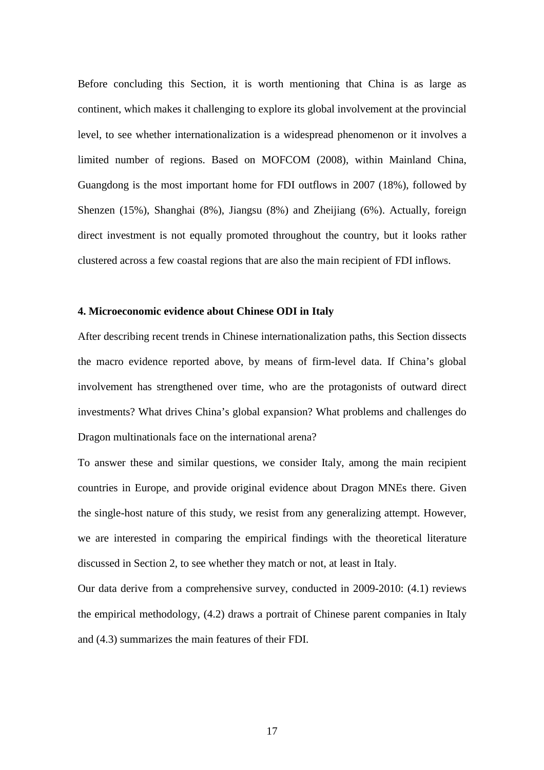Before concluding this Section, it is worth mentioning that China is as large as continent, which makes it challenging to explore its global involvement at the provincial level, to see whether internationalization is a widespread phenomenon or it involves a limited number of regions. Based on MOFCOM (2008), within Mainland China, Guangdong is the most important home for FDI outflows in 2007 (18%), followed by Shenzen (15%), Shanghai (8%), Jiangsu (8%) and Zheijiang (6%). Actually, foreign direct investment is not equally promoted throughout the country, but it looks rather clustered across a few coastal regions that are also the main recipient of FDI inflows.

## 4. Microeconomic evidence about Chinese ODI in Italy

After describing recent trends in Chinese internationalization paths, this Section dissects the macro evidence reported above, by means of firm-level data. If China's global involvement has strengthened over time, who are the protagonists of outward direct investments? What drives China's global expansion? What problems and challenges do Dragon multinationals face on the international arena?

To answer these and similar questions, we consider Italy, among the main recipient countries in Europe, and provide original evidence about Dragon MNEs there. Given the single-host nature of this study, we resist from any generalizing attempt. However, we are interested in comparing the empirical findings with the theoretical literature discussed in Section 2, to see whether they match or not, at least in Italy.

Our data derive from a comprehensive survey, conducted in 2009-2010: (4.1) reviews the empirical methodology, (4.2) draws a portrait of Chinese parent companies in Italy and (4.3) summarizes the main features of their FDI.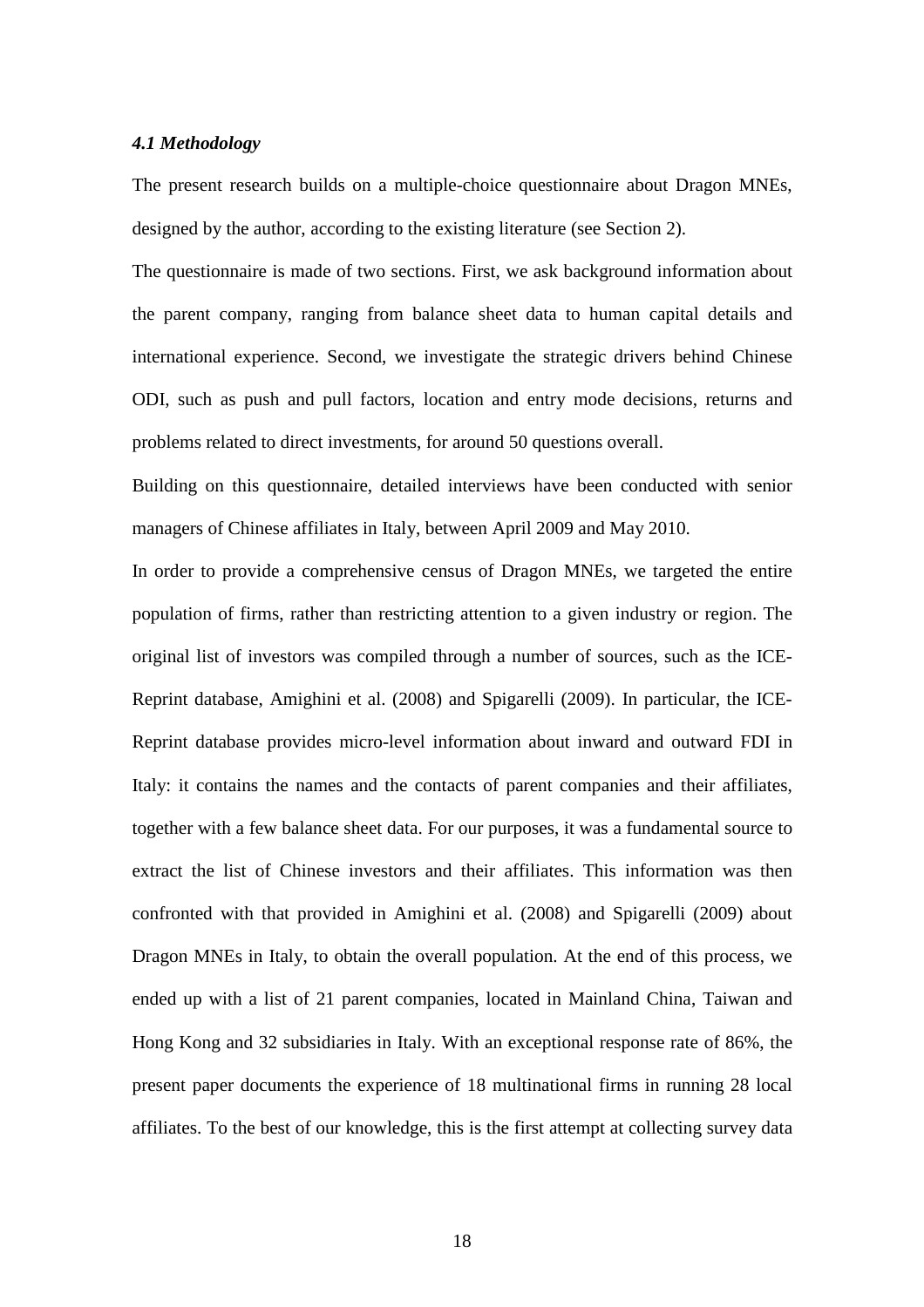### *4.1 Methodology*

The present research builds on a multiple-choice questionnaire about Dragon MNEs, designed by the author, according to the existing literature (see Section 2).

The questionnaire is made of two sections. First, we ask background information about the parent company, ranging from balance sheet data to human capital details and international experience. Second, we investigate the strategic drivers behind Chinese ODI, such as push and pull factors, location and entry mode decisions, returns and problems related to direct investments, for around 50 questions overall.

Building on this questionnaire, detailed interviews have been conducted with senior managers of Chinese affiliates in Italy, between April 2009 and May 2010.

In order to provide a comprehensive census of Dragon MNEs, we targeted the entire population of firms, rather than restricting attention to a given industry or region. The original list of investors was compiled through a number of sources, such as the ICE-Reprint database, Amighini et al. (2008) and Spigarelli (2009). In particular, the ICE-Reprint database provides micro-level information about inward and outward FDI in Italy: it contains the names and the contacts of parent companies and their affiliates, together with a few balance sheet data. For our purposes, it was a fundamental source to extract the list of Chinese investors and their affiliates. This information was then confronted with that provided in Amighini et al. (2008) and Spigarelli (2009) about Dragon MNEs in Italy, to obtain the overall population. At the end of this process, we ended up with a list of 21 parent companies, located in Mainland China, Taiwan and Hong Kong and 32 subsidiaries in Italy. With an exceptional response rate of 86%, the present paper documents the experience of 18 multinational firms in running 28 local affiliates. To the best of our knowledge, this is the first attempt at collecting survey data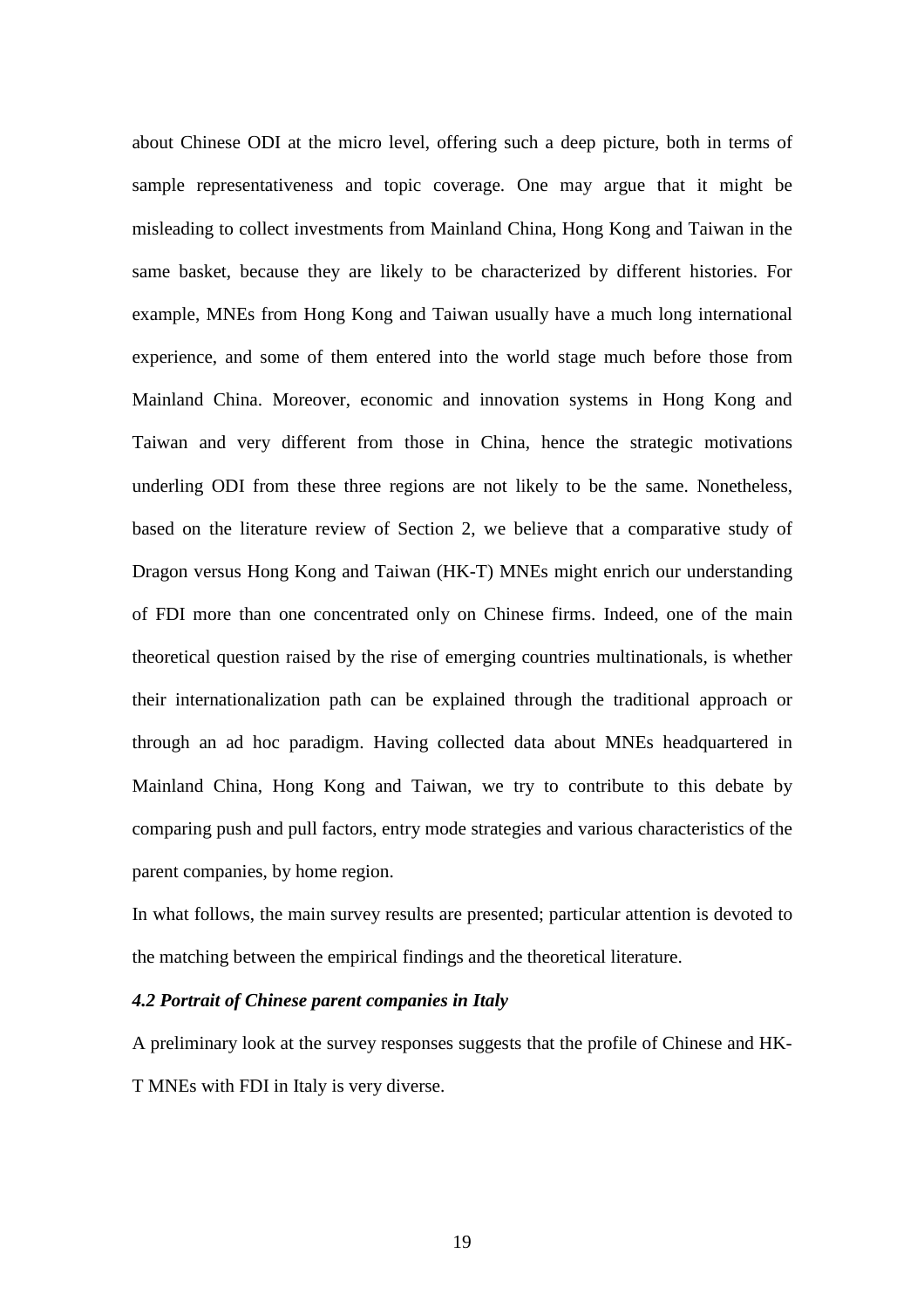about Chinese ODI at the micro level, offering such a deep picture, both in terms of sample representativeness and topic coverage. One may argue that it might be misleading to collect investments from Mainland China, Hong Kong and Taiwan in the same basket, because they are likely to be characterized by different histories. For example, MNEs from Hong Kong and Taiwan usually have a much long international experience, and some of them entered into the world stage much before those from Mainland China. Moreover, economic and innovation systems in Hong Kong and Taiwan and very different from those in China, hence the strategic motivations underling ODI from these three regions are not likely to be the same. Nonetheless, based on the literature review of Section 2, we believe that a comparative study of Dragon versus Hong Kong and Taiwan (HK-T) MNEs might enrich our understanding of FDI more than one concentrated only on Chinese firms. Indeed, one of the main theoretical question raised by the rise of emerging countries multinationals, is whether their internationalization path can be explained through the traditional approach or through an ad hoc paradigm. Having collected data about MNEs headquartered in Mainland China, Hong Kong and Taiwan, we try to contribute to this debate by comparing push and pull factors, entry mode strategies and various characteristics of the parent companies, by home region.

In what follows, the main survey results are presented; particular attention is devoted to the matching between the empirical findings and the theoretical literature.

### *4.2 Portrait of Chinese parent companies in Italy*

A preliminary look at the survey responses suggests that the profile of Chinese and HK-T MNEs with FDI in Italy is very diverse.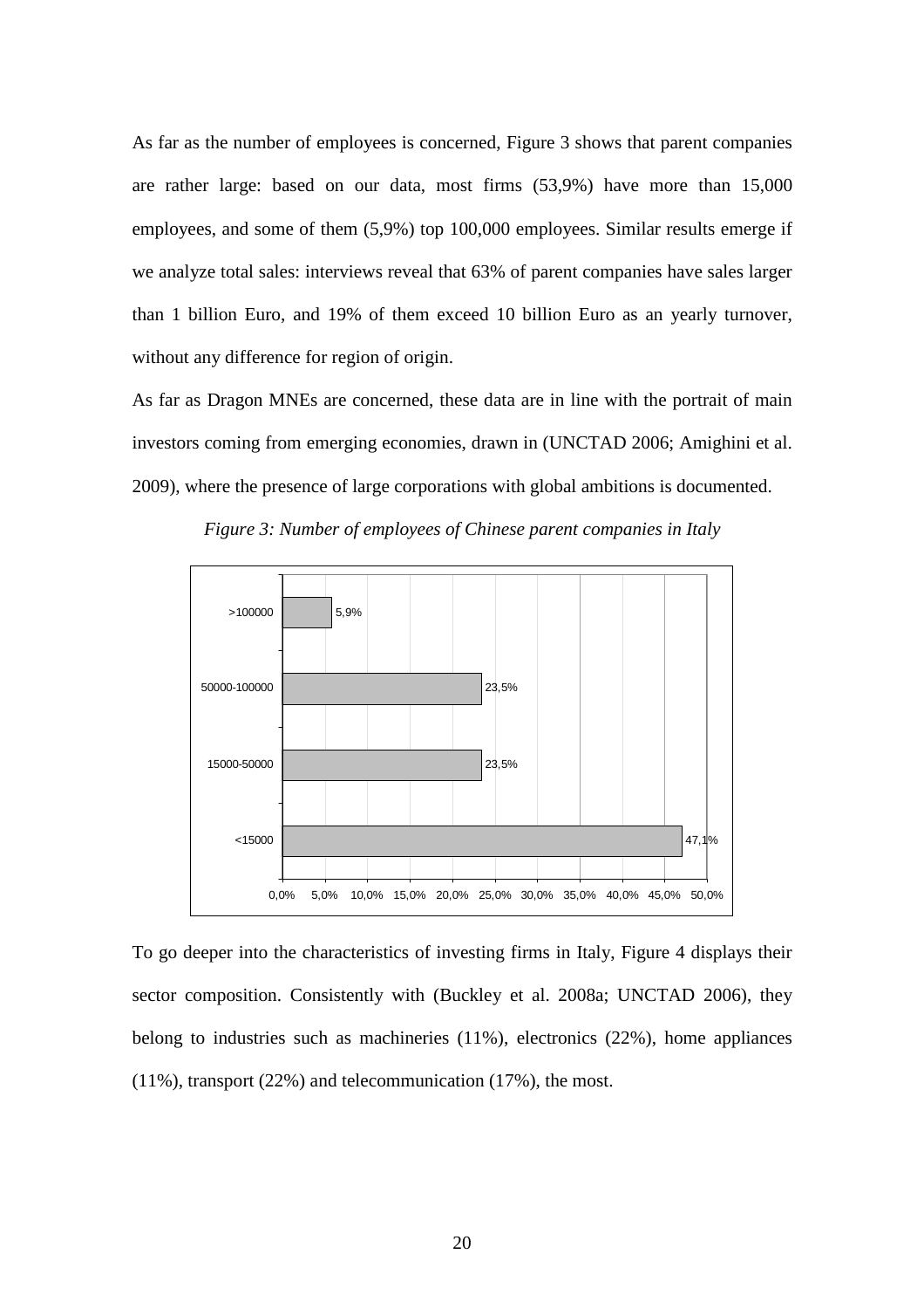As far as the number of employees is concerned, Figure 3 shows that parent companies are rather large: based on our data, most firms (53,9%) have more than 15,000 employees, and some of them (5,9%) top 100,000 employees. Similar results emerge if we analyze total sales: interviews reveal that 63% of parent companies have sales larger than 1 billion Euro, and 19% of them exceed 10 billion Euro as an yearly turnover, without any difference for region of origin.

As far as Dragon MNEs are concerned, these data are in line with the portrait of main investors coming from emerging economies, drawn in (UNCTAD 2006; Amighini et al. 2009), where the presence of large corporations with global ambitions is documented.

*Figure 3: Number of employees of Chinese parent companies in Italy*

| Number of employees | Share |
|---|---|
| >100000 | 5,9% |
| 50000-100000 | 23,5% |
| 15000-50000 | 23,5% |
| <15000 | 47,1% |

To go deeper into the characteristics of investing firms in Italy, Figure 4 displays their sector composition. Consistently with (Buckley et al. 2008a; UNCTAD 2006), they belong to industries such as machineries (11%), electronics (22%), home appliances (11%), transport (22%) and telecommunication (17%), the most.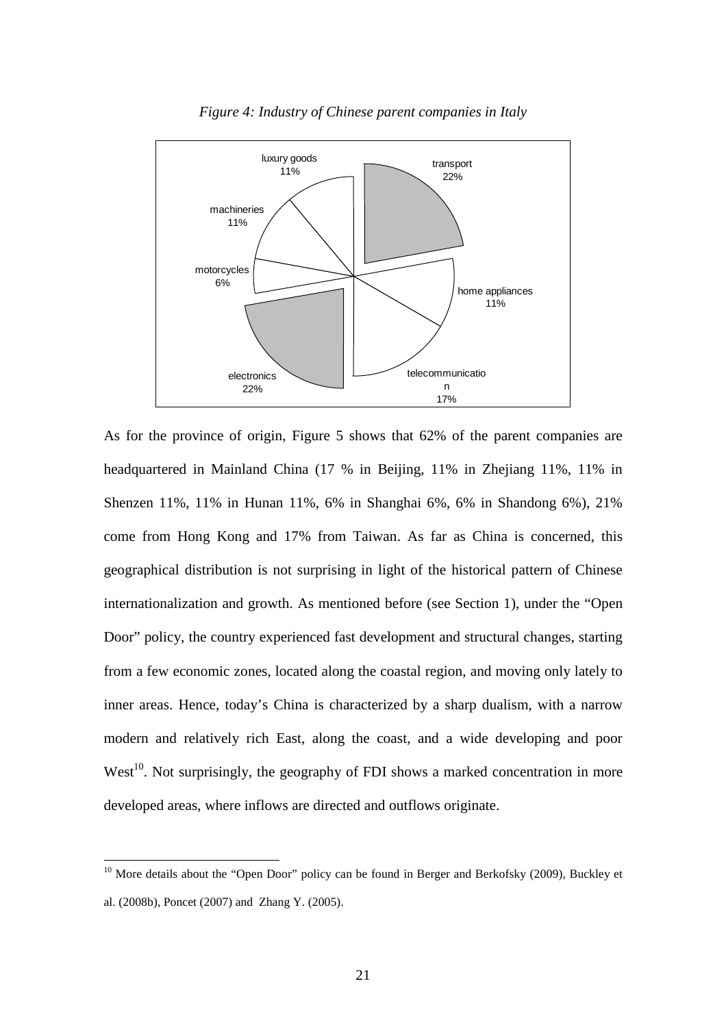*Figure 4: Industry of Chinese parent companies in Italy*

As for the province of origin, Figure 5 shows that 62% of the parent companies are headquartered in Mainland China (17 % in Beijing, 11% in Zhejiang 11%, 11% in Shenzen 11%, 11% in Hunan 11%, 6% in Shanghai 6%, 6% in Shandong 6%), 21% come from Hong Kong and 17% from Taiwan. As far as China is concerned, this geographical distribution is not surprising in light of the historical pattern of Chinese internationalization and growth. As mentioned before (see Section 1), under the "Open Door" policy, the country experienced fast development and structural changes, starting from a few economic zones, located along the coastal region, and moving only lately to inner areas. Hence, today's China is characterized by a sharp dualism, with a narrow modern and relatively rich East, along the coast, and a wide developing and poor West[10]. Not surprisingly, the geography of FDI shows a marked concentration in more developed areas, where inflows are directed and outflows originate.

[10] More details about the "Open Door" policy can be found in Berger and Berkofsky (2009), Buckley et al. (2008b), Poncet (2007) and Zhang Y. (2005).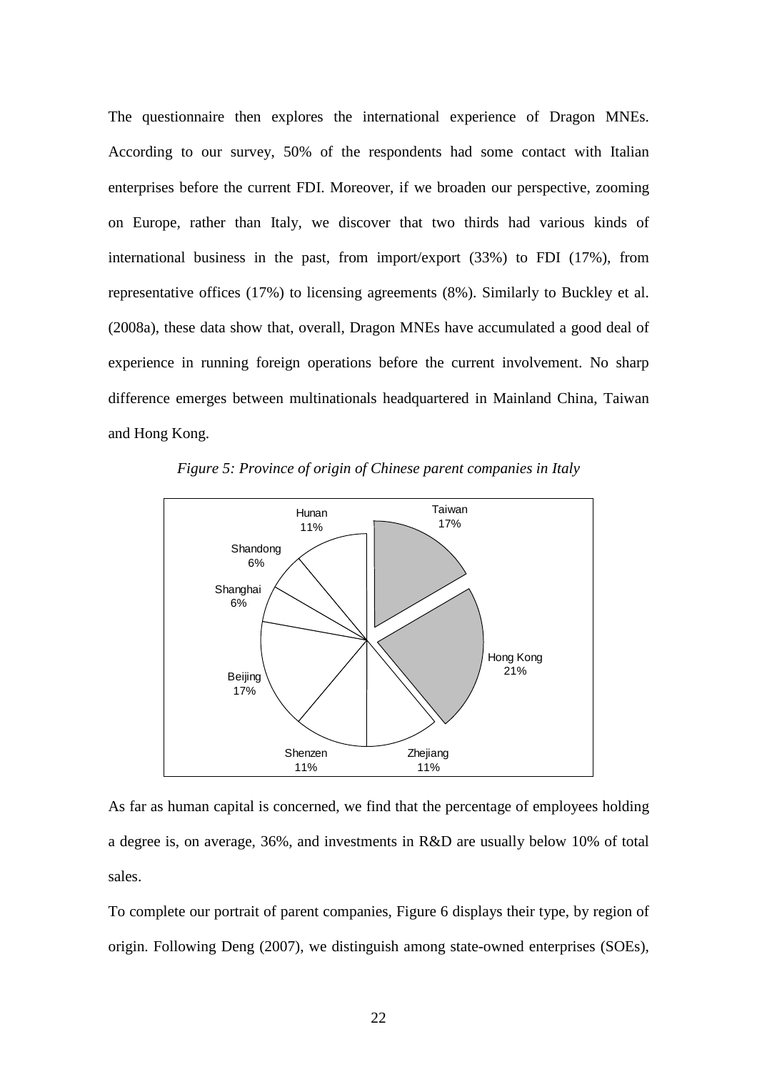The questionnaire then explores the international experience of Dragon MNEs. According to our survey, 50% of the respondents had some contact with Italian enterprises before the current FDI. Moreover, if we broaden our perspective, zooming on Europe, rather than Italy, we discover that two thirds had various kinds of international business in the past, from import/export (33%) to FDI (17%), from representative offices (17%) to licensing agreements (8%). Similarly to Buckley et al. (2008a), these data show that, overall, Dragon MNEs have accumulated a good deal of experience in running foreign operations before the current involvement. No sharp difference emerges between multinationals headquartered in Mainland China, Taiwan and Hong Kong.

*Figure 5: Province of origin of Chinese parent companies in Italy*

| Province | Share |
|---|---|
| Taiwan | 17% |
| Hong Kong | 21% |
| Zhejiang | 11% |
| Shenzen | 11% |
| Beijing | 17% |
| Shanghai | 6% |
| Shandong | 6% |
| Hunan | 11% |

As far as human capital is concerned, we find that the percentage of employees holding a degree is, on average, 36%, and investments in R&D are usually below 10% of total sales.

To complete our portrait of parent companies, Figure 6 displays their type, by region of origin. Following Deng (2007), we distinguish among state-owned enterprises (SOEs),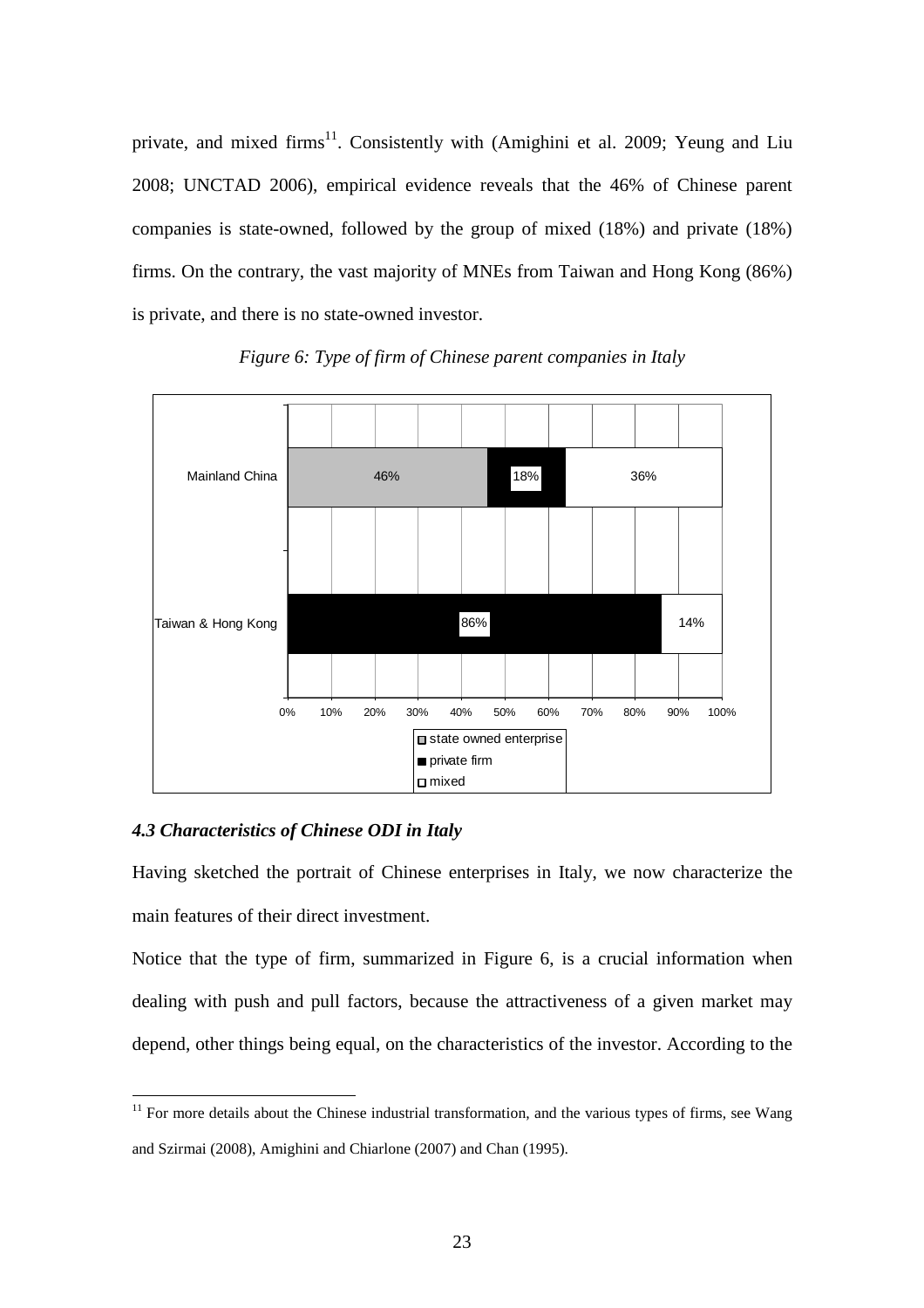private, and mixed firms[11]. Consistently with (Amighini et al. 2009; Yeung and Liu 2008; UNCTAD 2006), empirical evidence reveals that the 46% of Chinese parent companies is state-owned, followed by the group of mixed (18%) and private (18%) firms. On the contrary, the vast majority of MNEs from Taiwan and Hong Kong (86%) is private, and there is no state-owned investor.

*Figure 6: Type of firm of Chinese parent companies in Italy*

| | state owned enterprise | private firm | mixed |
|---|---|---|---|
| Mainland China | 46% | 18% | 36% |
| Taiwan & Hong Kong | | 86% | 14% |

### *4.3 Characteristics of Chinese ODI in Italy*

Having sketched the portrait of Chinese enterprises in Italy, we now characterize the main features of their direct investment.

Notice that the type of firm, summarized in Figure 6, is a crucial information when dealing with push and pull factors, because the attractiveness of a given market may depend, other things being equal, on the characteristics of the investor. According to the

[11] For more details about the Chinese industrial transformation, and the various types of firms, see Wang and Szirmai (2008), Amighini and Chiarlone (2007) and Chan (1995).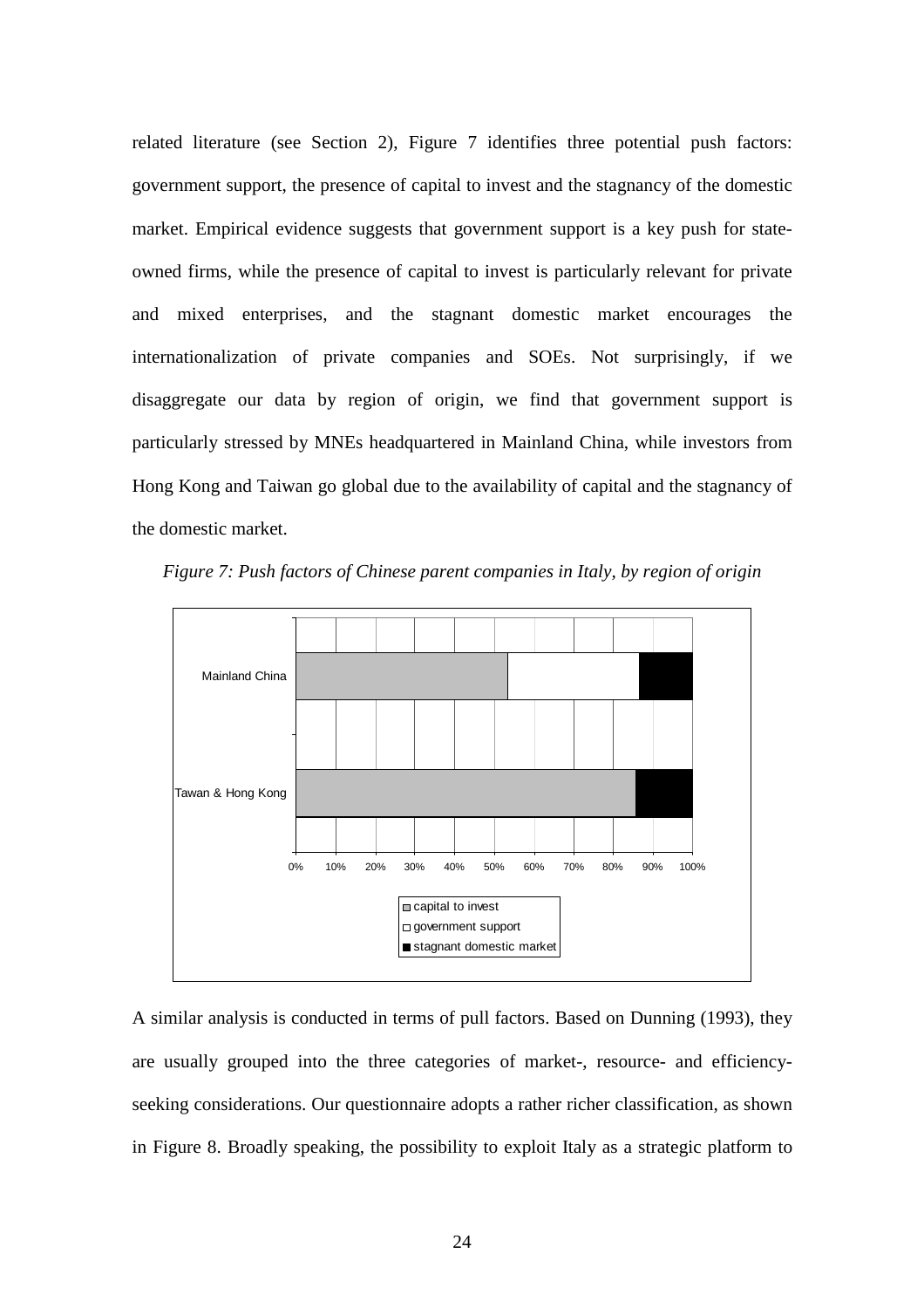related literature (see Section 2), Figure 7 identifies three potential push factors: government support, the presence of capital to invest and the stagnancy of the domestic market. Empirical evidence suggests that government support is a key push for state-owned firms, while the presence of capital to invest is particularly relevant for private and mixed enterprises, and the stagnant domestic market encourages the internationalization of private companies and SOEs. Not surprisingly, if we disaggregate our data by region of origin, we find that government support is particularly stressed by MNEs headquartered in Mainland China, while investors from Hong Kong and Taiwan go global due to the availability of capital and the stagnancy of the domestic market.

*Figure 7: Push factors of Chinese parent companies in Italy, by region of origin*

A similar analysis is conducted in terms of pull factors. Based on Dunning (1993), they are usually grouped into the three categories of market-, resource- and efficiency-seeking considerations. Our questionnaire adopts a rather richer classification, as shown in Figure 8. Broadly speaking, the possibility to exploit Italy as a strategic platform to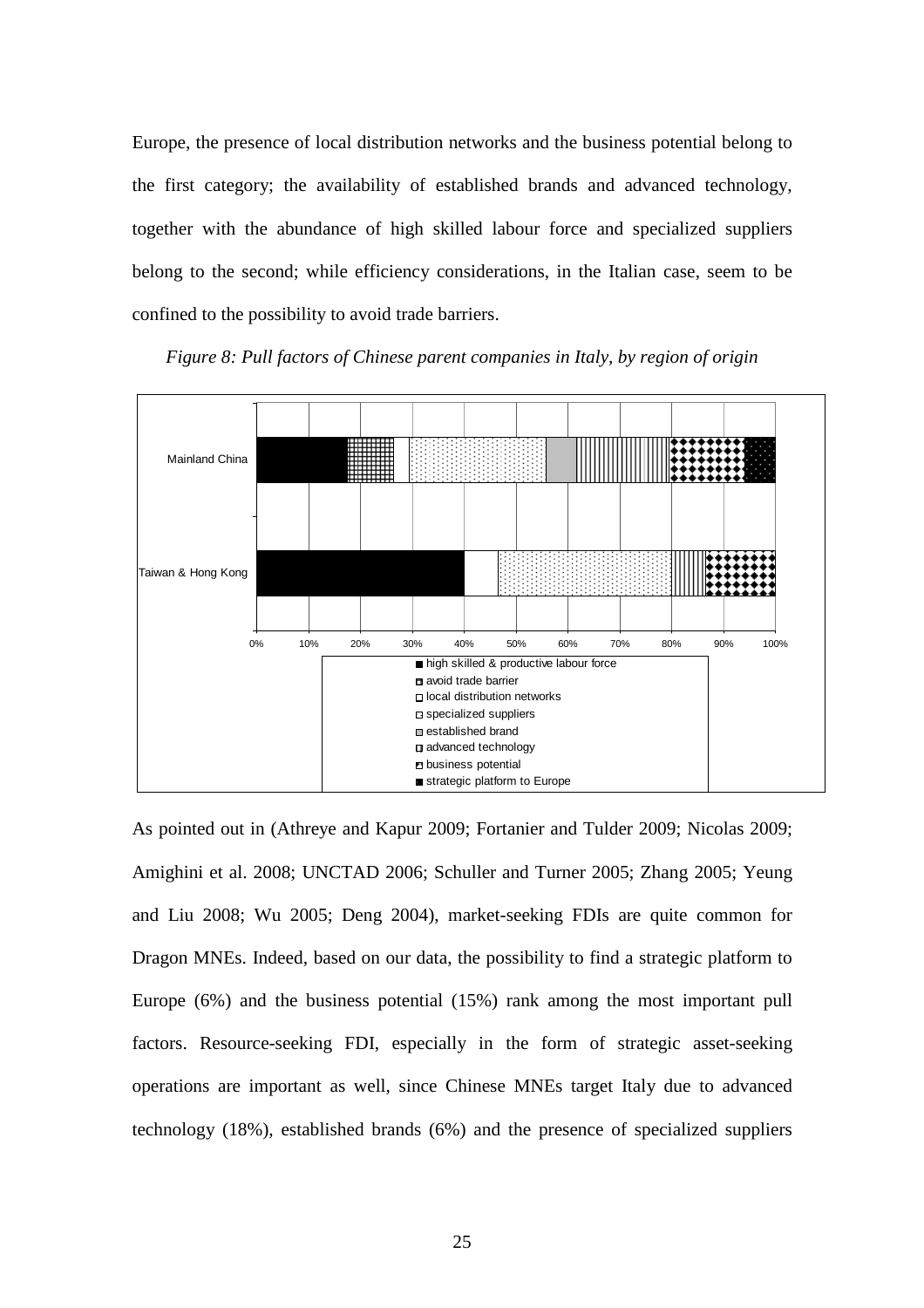Europe, the presence of local distribution networks and the business potential belong to the first category; the availability of established brands and advanced technology, together with the abundance of high skilled labour force and specialized suppliers belong to the second; while efficiency considerations, in the Italian case, seem to be confined to the possibility to avoid trade barriers.

*Figure 8: Pull factors of Chinese parent companies in Italy, by region of origin*

As pointed out in (Athreye and Kapur 2009; Fortanier and Tulder 2009; Nicolas 2009; Amighini et al. 2008; UNCTAD 2006; Schuller and Turner 2005; Zhang 2005; Yeung and Liu 2008; Wu 2005; Deng 2004), market-seeking FDIs are quite common for Dragon MNEs. Indeed, based on our data, the possibility to find a strategic platform to Europe (6%) and the business potential (15%) rank among the most important pull factors. Resource-seeking FDI, especially in the form of strategic asset-seeking operations are important as well, since Chinese MNEs target Italy due to advanced technology (18%), established brands (6%) and the presence of specialized suppliers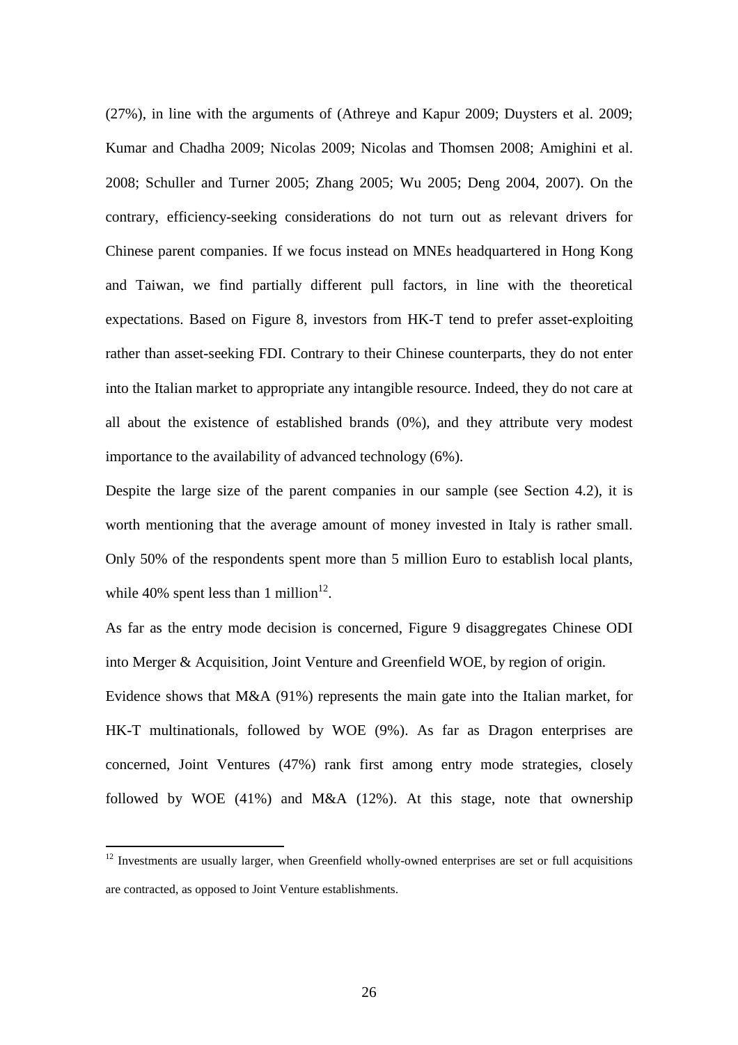(27%), in line with the arguments of (Athreye and Kapur 2009; Duysters et al. 2009; Kumar and Chadha 2009; Nicolas 2009; Nicolas and Thomsen 2008; Amighini et al. 2008; Schuller and Turner 2005; Zhang 2005; Wu 2005; Deng 2004, 2007). On the contrary, efficiency-seeking considerations do not turn out as relevant drivers for Chinese parent companies. If we focus instead on MNEs headquartered in Hong Kong and Taiwan, we find partially different pull factors, in line with the theoretical expectations. Based on Figure 8, investors from HK-T tend to prefer asset-exploiting rather than asset-seeking FDI. Contrary to their Chinese counterparts, they do not enter into the Italian market to appropriate any intangible resource. Indeed, they do not care at all about the existence of established brands (0%), and they attribute very modest importance to the availability of advanced technology (6%).

Despite the large size of the parent companies in our sample (see Section 4.2), it is worth mentioning that the average amount of money invested in Italy is rather small. Only 50% of the respondents spent more than 5 million Euro to establish local plants, while 40% spent less than 1 million[12].

As far as the entry mode decision is concerned, Figure 9 disaggregates Chinese ODI into Merger & Acquisition, Joint Venture and Greenfield WOE, by region of origin.

Evidence shows that M&A (91%) represents the main gate into the Italian market, for HK-T multinationals, followed by WOE (9%). As far as Dragon enterprises are concerned, Joint Ventures (47%) rank first among entry mode strategies, closely followed by WOE (41%) and M&A (12%). At this stage, note that ownership

[12] Investments are usually larger, when Greenfield wholly-owned enterprises are set or full acquisitions are contracted, as opposed to Joint Venture establishments.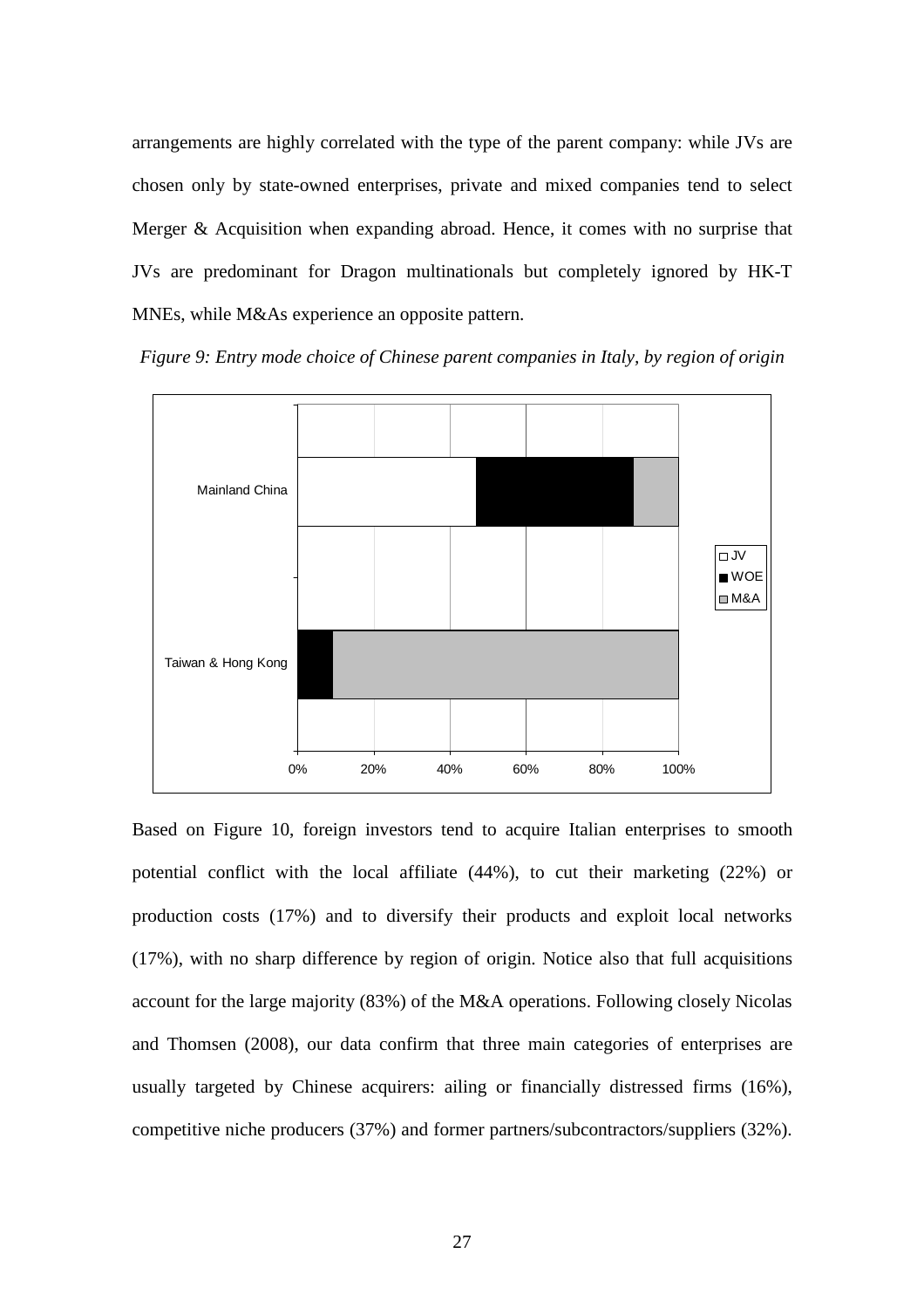arrangements are highly correlated with the type of the parent company: while JVs are chosen only by state-owned enterprises, private and mixed companies tend to select Merger & Acquisition when expanding abroad. Hence, it comes with no surprise that JVs are predominant for Dragon multinationals but completely ignored by HK-T MNEs, while M&As experience an opposite pattern.

*Figure 9: Entry mode choice of Chinese parent companies in Italy, by region of origin*

Based on Figure 10, foreign investors tend to acquire Italian enterprises to smooth potential conflict with the local affiliate (44%), to cut their marketing (22%) or production costs (17%) and to diversify their products and exploit local networks (17%), with no sharp difference by region of origin. Notice also that full acquisitions account for the large majority (83%) of the M&A operations. Following closely Nicolas and Thomsen (2008), our data confirm that three main categories of enterprises are usually targeted by Chinese acquirers: ailing or financially distressed firms (16%), competitive niche producers (37%) and former partners/subcontractors/suppliers (32%).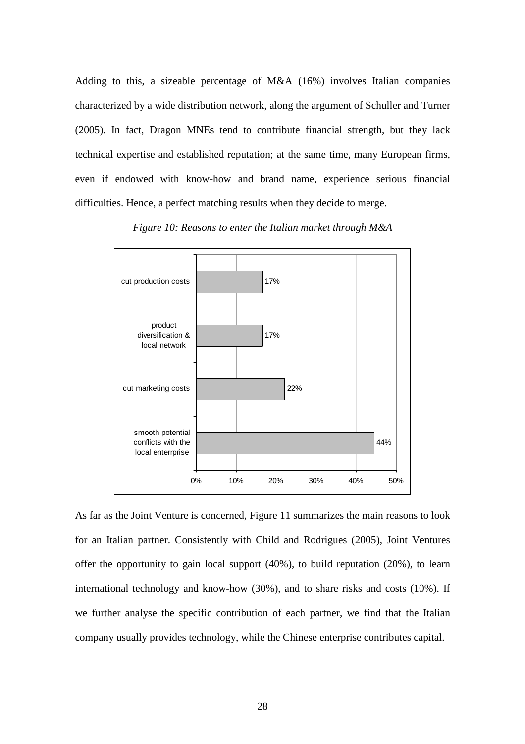Adding to this, a sizeable percentage of M&A (16%) involves Italian companies characterized by a wide distribution network, along the argument of Schuller and Turner (2005). In fact, Dragon MNEs tend to contribute financial strength, but they lack technical expertise and established reputation; at the same time, many European firms, even if endowed with know-how and brand name, experience serious financial difficulties. Hence, a perfect matching results when they decide to merge.

*Figure 10: Reasons to enter the Italian market through M&A*

| Reason | Percentage |
| --- | --- |
| cut production costs | 17% |
| product diversification & local network | 17% |
| cut marketing costs | 22% |
| smooth potential conflicts with the local enterrprise | 44% |

As far as the Joint Venture is concerned, Figure 11 summarizes the main reasons to look for an Italian partner. Consistently with Child and Rodrigues (2005), Joint Ventures offer the opportunity to gain local support (40%), to build reputation (20%), to learn international technology and know-how (30%), and to share risks and costs (10%). If we further analyse the specific contribution of each partner, we find that the Italian company usually provides technology, while the Chinese enterprise contributes capital.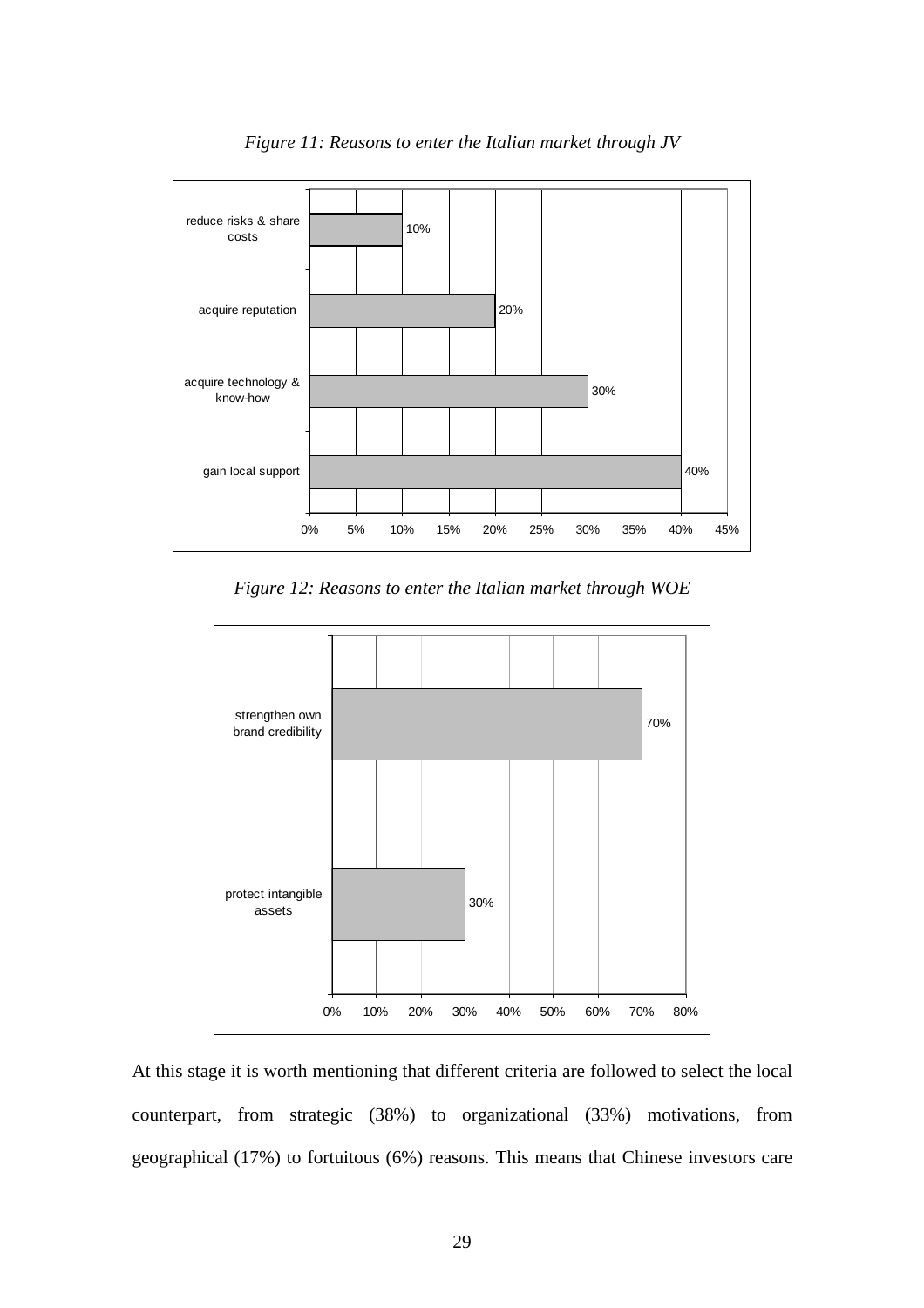*Figure 11: Reasons to enter the Italian market through JV*

| Reason | Percentage |
|---|---|
| reduce risks & share costs | 10% |
| acquire reputation | 20% |
| acquire technology & know-how | 30% |
| gain local support | 40% |

*Figure 12: Reasons to enter the Italian market through WOE*

| Reason | Percentage |
|---|---|
| strengthen own brand credibility | 70% |
| protect intangible assets | 30% |

At this stage it is worth mentioning that different criteria are followed to select the local counterpart, from strategic (38%) to organizational (33%) motivations, from geographical (17%) to fortuitous (6%) reasons. This means that Chinese investors care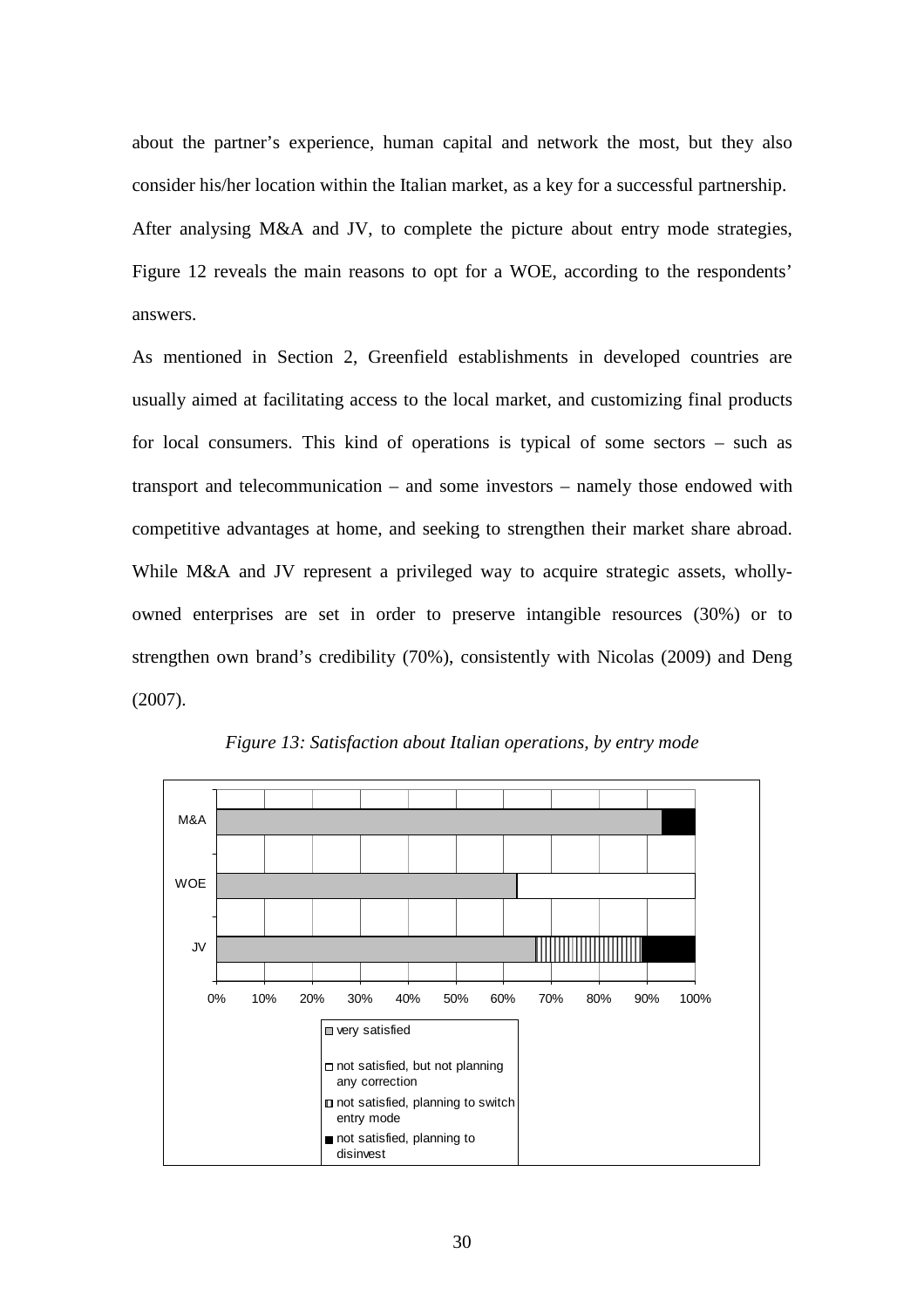about the partner's experience, human capital and network the most, but they also consider his/her location within the Italian market, as a key for a successful partnership.

After analysing M&A and JV, to complete the picture about entry mode strategies, Figure 12 reveals the main reasons to opt for a WOE, according to the respondents' answers.

As mentioned in Section 2, Greenfield establishments in developed countries are usually aimed at facilitating access to the local market, and customizing final products for local consumers. This kind of operations is typical of some sectors – such as transport and telecommunication – and some investors – namely those endowed with competitive advantages at home, and seeking to strengthen their market share abroad. While M&A and JV represent a privileged way to acquire strategic assets, wholly-owned enterprises are set in order to preserve intangible resources (30%) or to strengthen own brand's credibility (70%), consistently with Nicolas (2009) and Deng (2007).

*Figure 13: Satisfaction about Italian operations, by entry mode*

M&A
WOE
JV

0% 10% 20% 30% 40% 50% 60% 70% 80% 90% 100%

- very satisfied
- not satisfied, but not planning any correction
- not satisfied, planning to switch entry mode
- not satisfied, planning to disinvest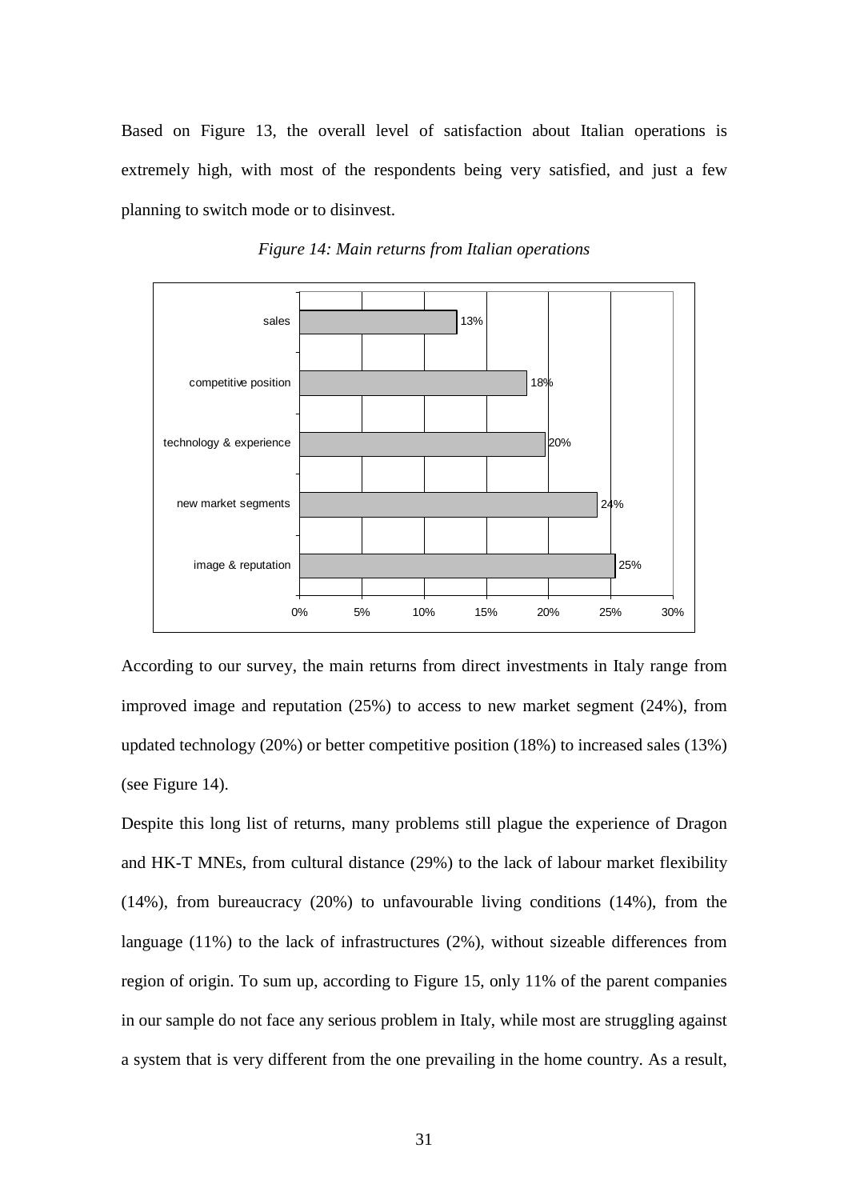Based on Figure 13, the overall level of satisfaction about Italian operations is extremely high, with most of the respondents being very satisfied, and just a few planning to switch mode or to disinvest.

*Figure 14: Main returns from Italian operations*

| Return | Share |
|---|---|
| sales | 13% |
| competitive position | 18% |
| technology & experience | 20% |
| new market segments | 24% |
| image & reputation | 25% |

According to our survey, the main returns from direct investments in Italy range from improved image and reputation (25%) to access to new market segment (24%), from updated technology (20%) or better competitive position (18%) to increased sales (13%) (see Figure 14).

Despite this long list of returns, many problems still plague the experience of Dragon and HK-T MNEs, from cultural distance (29%) to the lack of labour market flexibility (14%), from bureaucracy (20%) to unfavourable living conditions (14%), from the language (11%) to the lack of infrastructures (2%), without sizeable differences from region of origin. To sum up, according to Figure 15, only 11% of the parent companies in our sample do not face any serious problem in Italy, while most are struggling against a system that is very different from the one prevailing in the home country. As a result,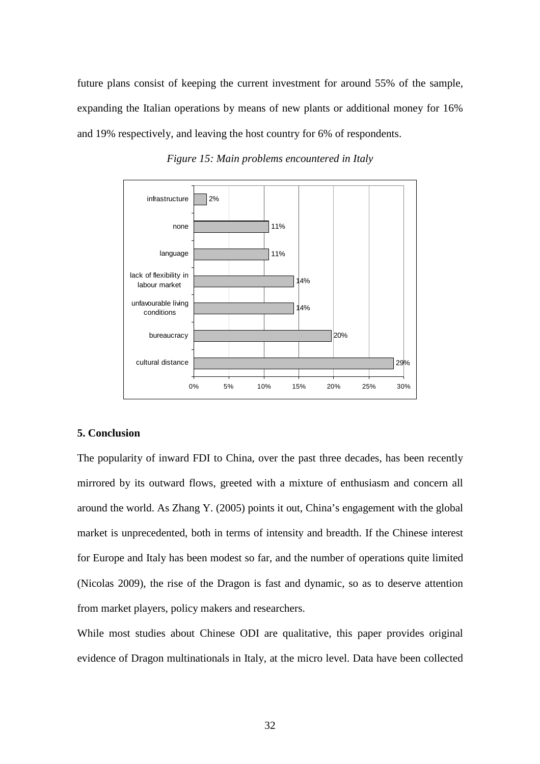future plans consist of keeping the current investment for around 55% of the sample, expanding the Italian operations by means of new plants or additional money for 16% and 19% respectively, and leaving the host country for 6% of respondents.

*Figure 15: Main problems encountered in Italy*

| Problem | Share |
|---|---|
| infrastructure | 2% |
| none | 11% |
| language | 11% |
| lack of flexibility in labour market | 14% |
| unfavourable living conditions | 14% |
| bureaucracy | 20% |
| cultural distance | 29% |

## 5. Conclusion

The popularity of inward FDI to China, over the past three decades, has been recently mirrored by its outward flows, greeted with a mixture of enthusiasm and concern all around the world. As Zhang Y. (2005) points it out, China's engagement with the global market is unprecedented, both in terms of intensity and breadth. If the Chinese interest for Europe and Italy has been modest so far, and the number of operations quite limited (Nicolas 2009), the rise of the Dragon is fast and dynamic, so as to deserve attention from market players, policy makers and researchers.

While most studies about Chinese ODI are qualitative, this paper provides original evidence of Dragon multinationals in Italy, at the micro level. Data have been collected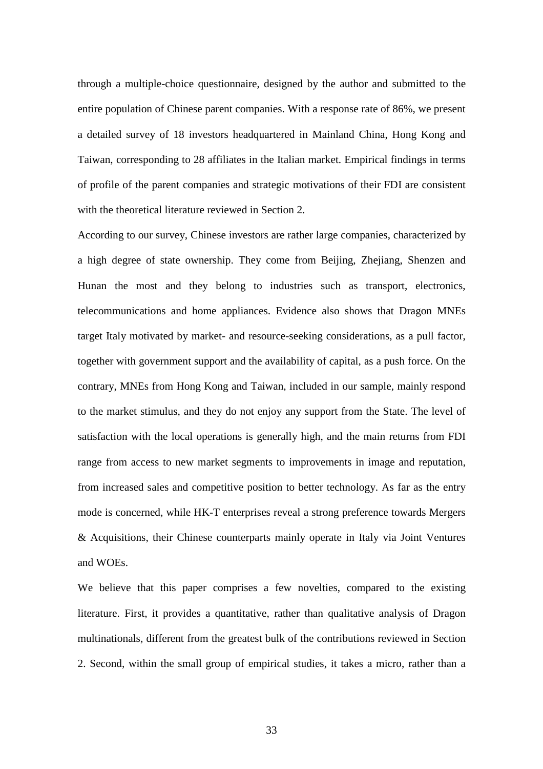through a multiple-choice questionnaire, designed by the author and submitted to the entire population of Chinese parent companies. With a response rate of 86%, we present a detailed survey of 18 investors headquartered in Mainland China, Hong Kong and Taiwan, corresponding to 28 affiliates in the Italian market. Empirical findings in terms of profile of the parent companies and strategic motivations of their FDI are consistent with the theoretical literature reviewed in Section 2.

According to our survey, Chinese investors are rather large companies, characterized by a high degree of state ownership. They come from Beijing, Zhejiang, Shenzen and Hunan the most and they belong to industries such as transport, electronics, telecommunications and home appliances. Evidence also shows that Dragon MNEs target Italy motivated by market- and resource-seeking considerations, as a pull factor, together with government support and the availability of capital, as a push force. On the contrary, MNEs from Hong Kong and Taiwan, included in our sample, mainly respond to the market stimulus, and they do not enjoy any support from the State. The level of satisfaction with the local operations is generally high, and the main returns from FDI range from access to new market segments to improvements in image and reputation, from increased sales and competitive position to better technology. As far as the entry mode is concerned, while HK-T enterprises reveal a strong preference towards Mergers & Acquisitions, their Chinese counterparts mainly operate in Italy via Joint Ventures and WOEs.

We believe that this paper comprises a few novelties, compared to the existing literature. First, it provides a quantitative, rather than qualitative analysis of Dragon multinationals, different from the greatest bulk of the contributions reviewed in Section 2. Second, within the small group of empirical studies, it takes a micro, rather than a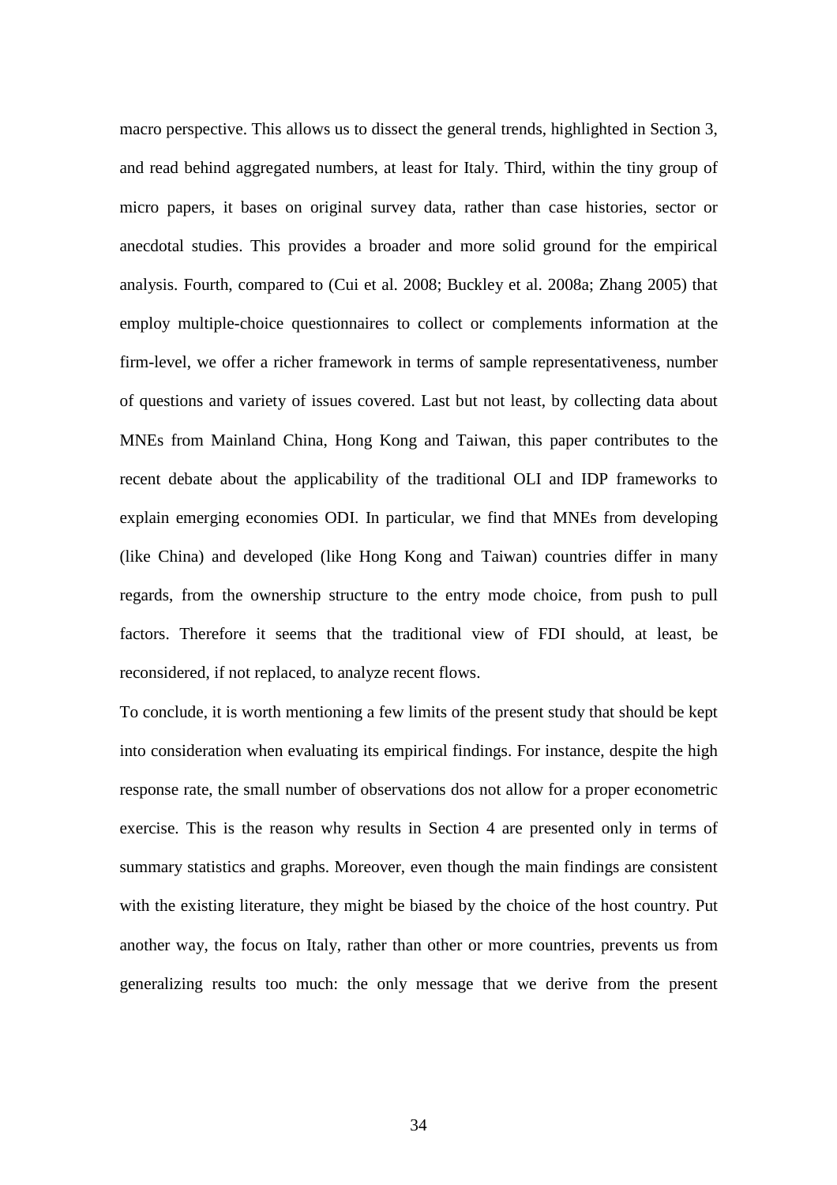macro perspective. This allows us to dissect the general trends, highlighted in Section 3, and read behind aggregated numbers, at least for Italy. Third, within the tiny group of micro papers, it bases on original survey data, rather than case histories, sector or anecdotal studies. This provides a broader and more solid ground for the empirical analysis. Fourth, compared to (Cui et al. 2008; Buckley et al. 2008a; Zhang 2005) that employ multiple-choice questionnaires to collect or complements information at the firm-level, we offer a richer framework in terms of sample representativeness, number of questions and variety of issues covered. Last but not least, by collecting data about MNEs from Mainland China, Hong Kong and Taiwan, this paper contributes to the recent debate about the applicability of the traditional OLI and IDP frameworks to explain emerging economies ODI. In particular, we find that MNEs from developing (like China) and developed (like Hong Kong and Taiwan) countries differ in many regards, from the ownership structure to the entry mode choice, from push to pull factors. Therefore it seems that the traditional view of FDI should, at least, be reconsidered, if not replaced, to analyze recent flows.

To conclude, it is worth mentioning a few limits of the present study that should be kept into consideration when evaluating its empirical findings. For instance, despite the high response rate, the small number of observations dos not allow for a proper econometric exercise. This is the reason why results in Section 4 are presented only in terms of summary statistics and graphs. Moreover, even though the main findings are consistent with the existing literature, they might be biased by the choice of the host country. Put another way, the focus on Italy, rather than other or more countries, prevents us from generalizing results too much: the only message that we derive from the present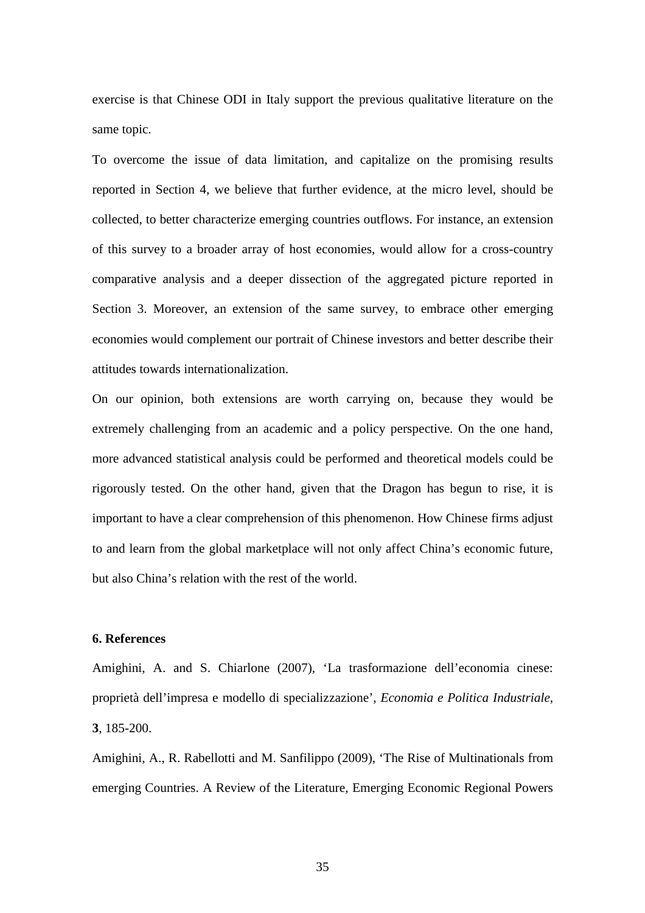exercise is that Chinese ODI in Italy support the previous qualitative literature on the same topic.

To overcome the issue of data limitation, and capitalize on the promising results reported in Section 4, we believe that further evidence, at the micro level, should be collected, to better characterize emerging countries outflows. For instance, an extension of this survey to a broader array of host economies, would allow for a cross-country comparative analysis and a deeper dissection of the aggregated picture reported in Section 3. Moreover, an extension of the same survey, to embrace other emerging economies would complement our portrait of Chinese investors and better describe their attitudes towards internationalization.

On our opinion, both extensions are worth carrying on, because they would be extremely challenging from an academic and a policy perspective. On the one hand, more advanced statistical analysis could be performed and theoretical models could be rigorously tested. On the other hand, given that the Dragon has begun to rise, it is important to have a clear comprehension of this phenomenon. How Chinese firms adjust to and learn from the global marketplace will not only affect China's economic future, but also China's relation with the rest of the world.

### 6. References

Amighini, A. and S. Chiarlone (2007), 'La trasformazione dell'economia cinese: proprietà dell'impresa e modello di specializzazione', *Economia e Politica Industriale*, **3**, 185-200.

Amighini, A., R. Rabellotti and M. Sanfilippo (2009), 'The Rise of Multinationals from emerging Countries. A Review of the Literature, Emerging Economic Regional Powers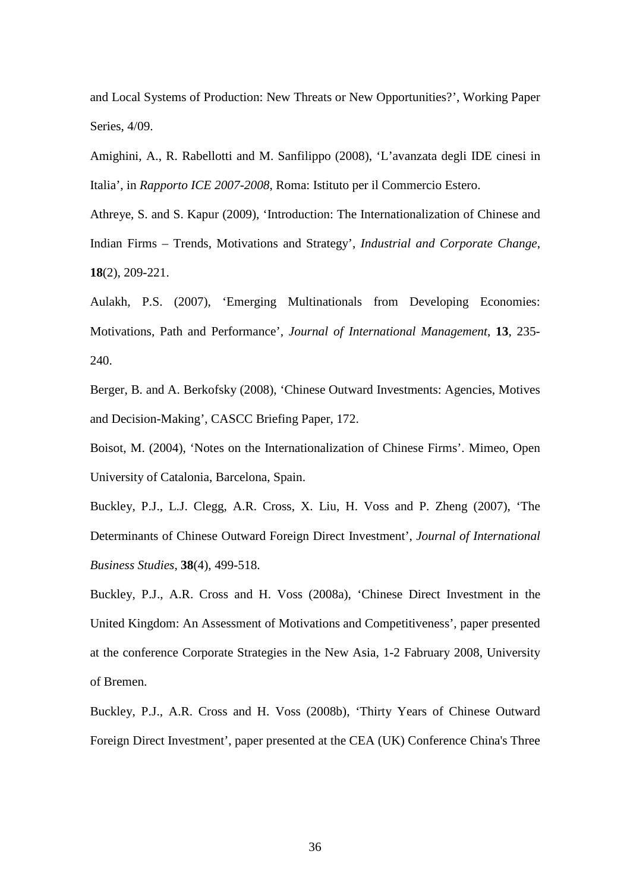and Local Systems of Production: New Threats or New Opportunities?', Working Paper Series, 4/09.

Amighini, A., R. Rabellotti and M. Sanfilippo (2008), 'L'avanzata degli IDE cinesi in Italia', in *Rapporto ICE 2007-2008*, Roma: Istituto per il Commercio Estero.

Athreye, S. and S. Kapur (2009), 'Introduction: The Internationalization of Chinese and Indian Firms – Trends, Motivations and Strategy', *Industrial and Corporate Change*, **18**(2), 209-221.

Aulakh, P.S. (2007), 'Emerging Multinationals from Developing Economies: Motivations, Path and Performance', *Journal of International Management*, **13**, 235-240.

Berger, B. and A. Berkofsky (2008), 'Chinese Outward Investments: Agencies, Motives and Decision-Making', CASCC Briefing Paper, 172.

Boisot, M. (2004), 'Notes on the Internationalization of Chinese Firms'. Mimeo, Open University of Catalonia, Barcelona, Spain.

Buckley, P.J., L.J. Clegg, A.R. Cross, X. Liu, H. Voss and P. Zheng (2007), 'The Determinants of Chinese Outward Foreign Direct Investment', *Journal of International Business Studies*, **38**(4), 499-518.

Buckley, P.J., A.R. Cross and H. Voss (2008a), 'Chinese Direct Investment in the United Kingdom: An Assessment of Motivations and Competitiveness', paper presented at the conference Corporate Strategies in the New Asia, 1-2 Fabruary 2008, University of Bremen.

Buckley, P.J., A.R. Cross and H. Voss (2008b), 'Thirty Years of Chinese Outward Foreign Direct Investment', paper presented at the CEA (UK) Conference China's Three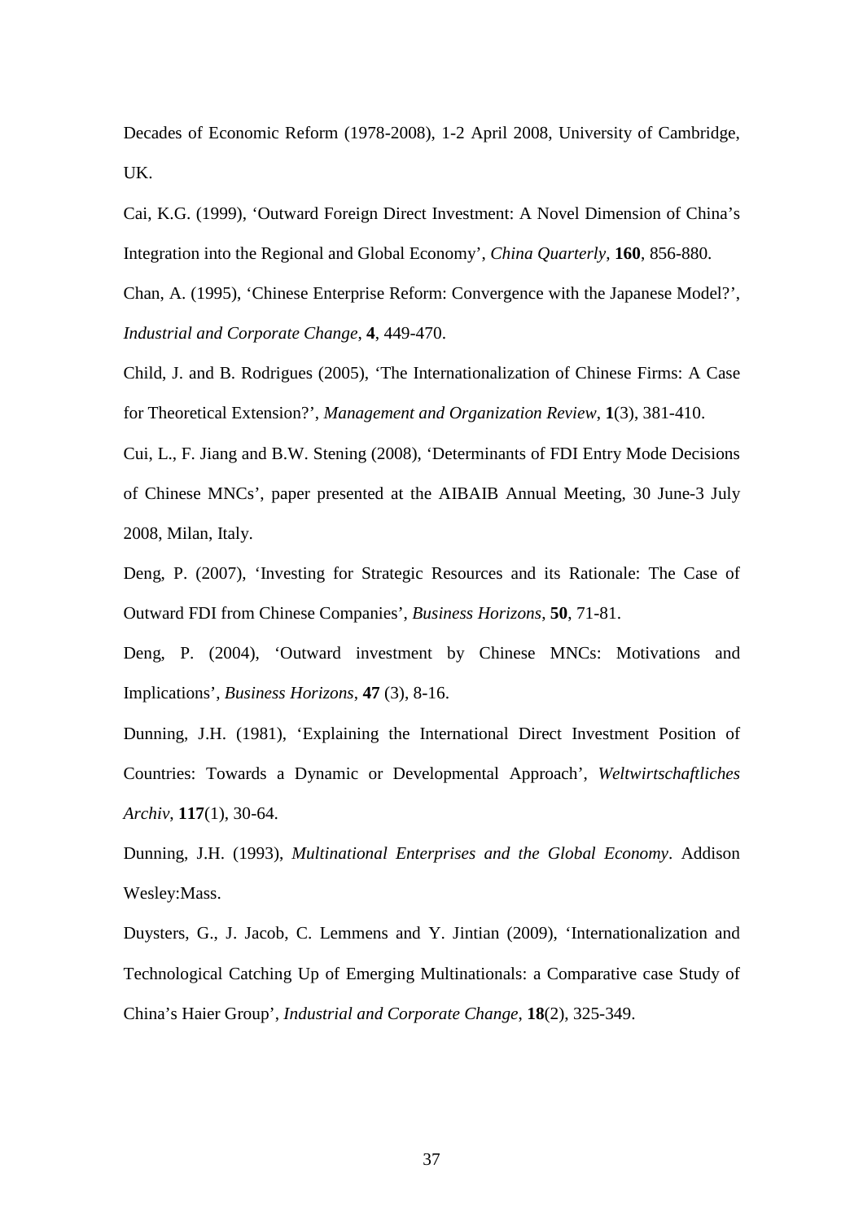Decades of Economic Reform (1978-2008), 1-2 April 2008, University of Cambridge, UK.

Cai, K.G. (1999), 'Outward Foreign Direct Investment: A Novel Dimension of China's Integration into the Regional and Global Economy', *China Quarterly*, **160**, 856-880.

Chan, A. (1995), 'Chinese Enterprise Reform: Convergence with the Japanese Model?', *Industrial and Corporate Change*, **4**, 449-470.

Child, J. and B. Rodrigues (2005), 'The Internationalization of Chinese Firms: A Case for Theoretical Extension?', *Management and Organization Review*, **1**(3), 381-410.

Cui, L., F. Jiang and B.W. Stening (2008), 'Determinants of FDI Entry Mode Decisions of Chinese MNCs', paper presented at the AIBAIB Annual Meeting, 30 June-3 July 2008, Milan, Italy.

Deng, P. (2007), 'Investing for Strategic Resources and its Rationale: The Case of Outward FDI from Chinese Companies', *Business Horizons*, **50**, 71-81.

Deng, P. (2004), 'Outward investment by Chinese MNCs: Motivations and Implications', *Business Horizons*, **47** (3), 8-16.

Dunning, J.H. (1981), 'Explaining the International Direct Investment Position of Countries: Towards a Dynamic or Developmental Approach', *Weltwirtschaftliches Archiv*, **117**(1), 30-64.

Dunning, J.H. (1993), *Multinational Enterprises and the Global Economy*. Addison Wesley:Mass.

Duysters, G., J. Jacob, C. Lemmens and Y. Jintian (2009), 'Internationalization and Technological Catching Up of Emerging Multinationals: a Comparative case Study of China's Haier Group', *Industrial and Corporate Change*, **18**(2), 325-349.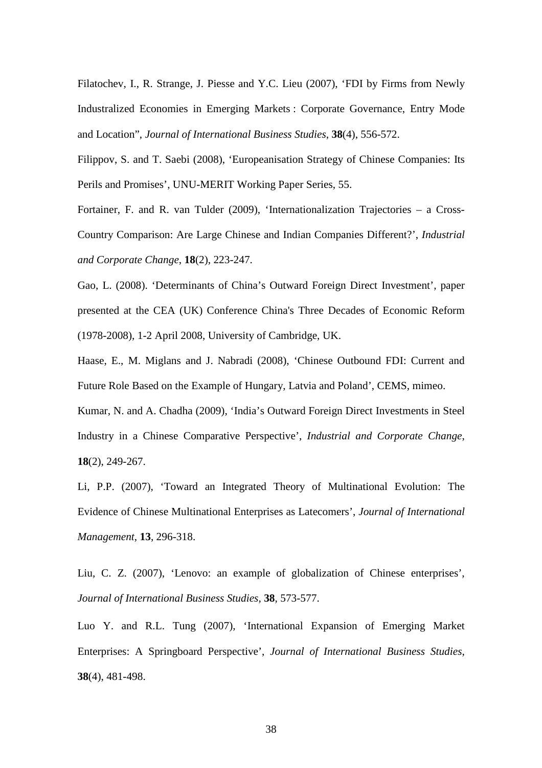Filatochev, I., R. Strange, J. Piesse and Y.C. Lieu (2007), 'FDI by Firms from Newly Industralized Economies in Emerging Markets : Corporate Governance, Entry Mode and Location", *Journal of International Business Studies*, **38**(4), 556-572.

Filippov, S. and T. Saebi (2008), 'Europeanisation Strategy of Chinese Companies: Its Perils and Promises', UNU-MERIT Working Paper Series, 55.

Fortainer, F. and R. van Tulder (2009), 'Internationalization Trajectories – a Cross-Country Comparison: Are Large Chinese and Indian Companies Different?', *Industrial and Corporate Change*, **18**(2), 223-247.

Gao, L. (2008). 'Determinants of China's Outward Foreign Direct Investment', paper presented at the CEA (UK) Conference China's Three Decades of Economic Reform (1978-2008), 1-2 April 2008, University of Cambridge, UK.

Haase, E., M. Miglans and J. Nabradi (2008), 'Chinese Outbound FDI: Current and Future Role Based on the Example of Hungary, Latvia and Poland', CEMS, mimeo.

Kumar, N. and A. Chadha (2009), 'India's Outward Foreign Direct Investments in Steel Industry in a Chinese Comparative Perspective', *Industrial and Corporate Change*, **18**(2), 249-267.

Li, P.P. (2007), 'Toward an Integrated Theory of Multinational Evolution: The Evidence of Chinese Multinational Enterprises as Latecomers', *Journal of International Management*, **13**, 296-318.

Liu, C. Z. (2007), 'Lenovo: an example of globalization of Chinese enterprises', *Journal of International Business Studies*, **38**, 573-577.

Luo Y. and R.L. Tung (2007), 'International Expansion of Emerging Market Enterprises: A Springboard Perspective', *Journal of International Business Studies*, **38**(4), 481-498.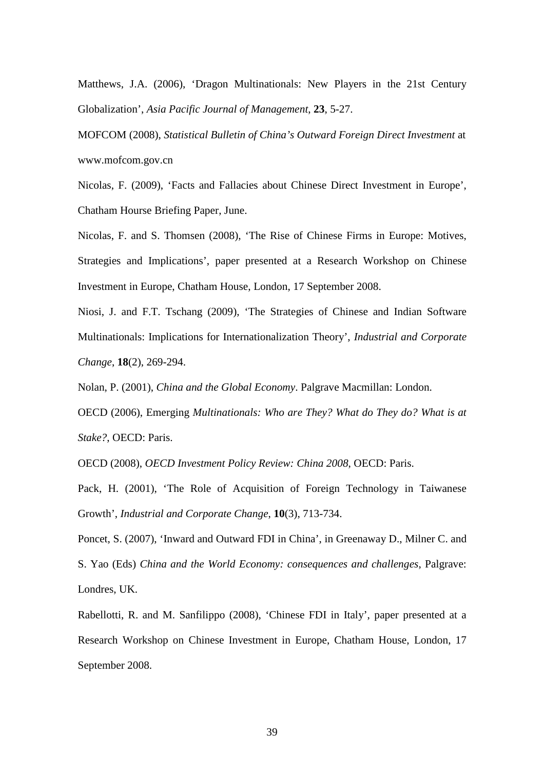Matthews, J.A. (2006), 'Dragon Multinationals: New Players in the 21st Century Globalization', *Asia Pacific Journal of Management*, **23**, 5-27.

MOFCOM (2008), *Statistical Bulletin of China's Outward Foreign Direct Investment* at www.mofcom.gov.cn

Nicolas, F. (2009), 'Facts and Fallacies about Chinese Direct Investment in Europe', Chatham Hourse Briefing Paper, June.

Nicolas, F. and S. Thomsen (2008), 'The Rise of Chinese Firms in Europe: Motives, Strategies and Implications', paper presented at a Research Workshop on Chinese Investment in Europe, Chatham House, London, 17 September 2008.

Niosi, J. and F.T. Tschang (2009), 'The Strategies of Chinese and Indian Software Multinationals: Implications for Internationalization Theory', *Industrial and Corporate Change*, **18**(2), 269-294.

Nolan, P. (2001), *China and the Global Economy*. Palgrave Macmillan: London.

OECD (2006), Emerging *Multinationals: Who are They? What do They do? What is at Stake?*, OECD: Paris.

OECD (2008), *OECD Investment Policy Review: China 2008*, OECD: Paris.

Pack, H. (2001), 'The Role of Acquisition of Foreign Technology in Taiwanese Growth', *Industrial and Corporate Change*, **10**(3), 713-734.

Poncet, S. (2007), 'Inward and Outward FDI in China', in Greenaway D., Milner C. and S. Yao (Eds) *China and the World Economy: consequences and challenges*, Palgrave: Londres, UK.

Rabellotti, R. and M. Sanfilippo (2008), 'Chinese FDI in Italy', paper presented at a Research Workshop on Chinese Investment in Europe, Chatham House, London, 17 September 2008.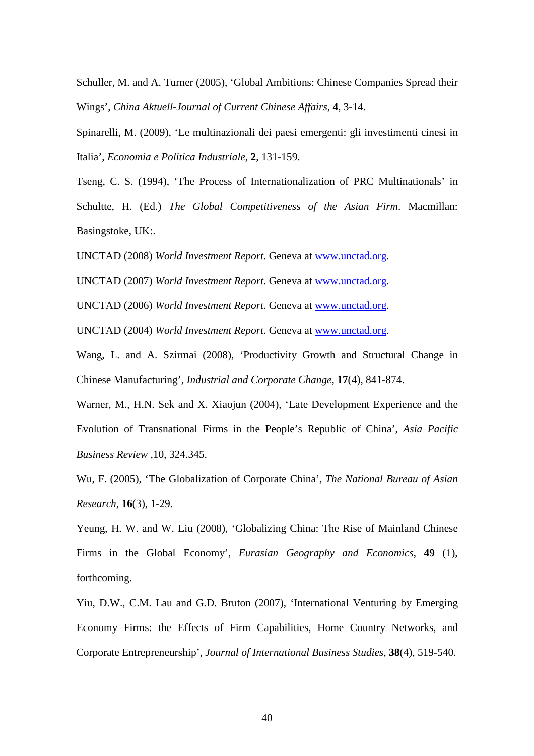Schuller, M. and A. Turner (2005), 'Global Ambitions: Chinese Companies Spread their Wings', *China Aktuell-Journal of Current Chinese Affairs*, **4**, 3-14.

Spinarelli, M. (2009), 'Le multinazionali dei paesi emergenti: gli investimenti cinesi in Italia', *Economia e Politica Industriale*, **2**, 131-159.

Tseng, C. S. (1994), 'The Process of Internationalization of PRC Multinationals' in Schultte, H. (Ed.) *The Global Competitiveness of the Asian Firm*. Macmillan: Basingstoke, UK:.

UNCTAD (2008) *World Investment Report*. Geneva at www.unctad.org.

UNCTAD (2007) *World Investment Report*. Geneva at www.unctad.org.

UNCTAD (2006) *World Investment Report*. Geneva at www.unctad.org.

UNCTAD (2004) *World Investment Report*. Geneva at www.unctad.org.

Wang, L. and A. Szirmai (2008), 'Productivity Growth and Structural Change in Chinese Manufacturing', *Industrial and Corporate Change*, **17**(4), 841-874.

Warner, M., H.N. Sek and X. Xiaojun (2004), 'Late Development Experience and the Evolution of Transnational Firms in the People's Republic of China', *Asia Pacific Business Review* ,10, 324.345.

Wu, F. (2005), 'The Globalization of Corporate China', *The National Bureau of Asian Research*, **16**(3), 1-29.

Yeung, H. W. and W. Liu (2008), 'Globalizing China: The Rise of Mainland Chinese Firms in the Global Economy', *Eurasian Geography and Economics*, **49** (1), forthcoming.

Yiu, D.W., C.M. Lau and G.D. Bruton (2007), 'International Venturing by Emerging Economy Firms: the Effects of Firm Capabilities, Home Country Networks, and Corporate Entrepreneurship', *Journal of International Business Studies*, **38**(4), 519-540.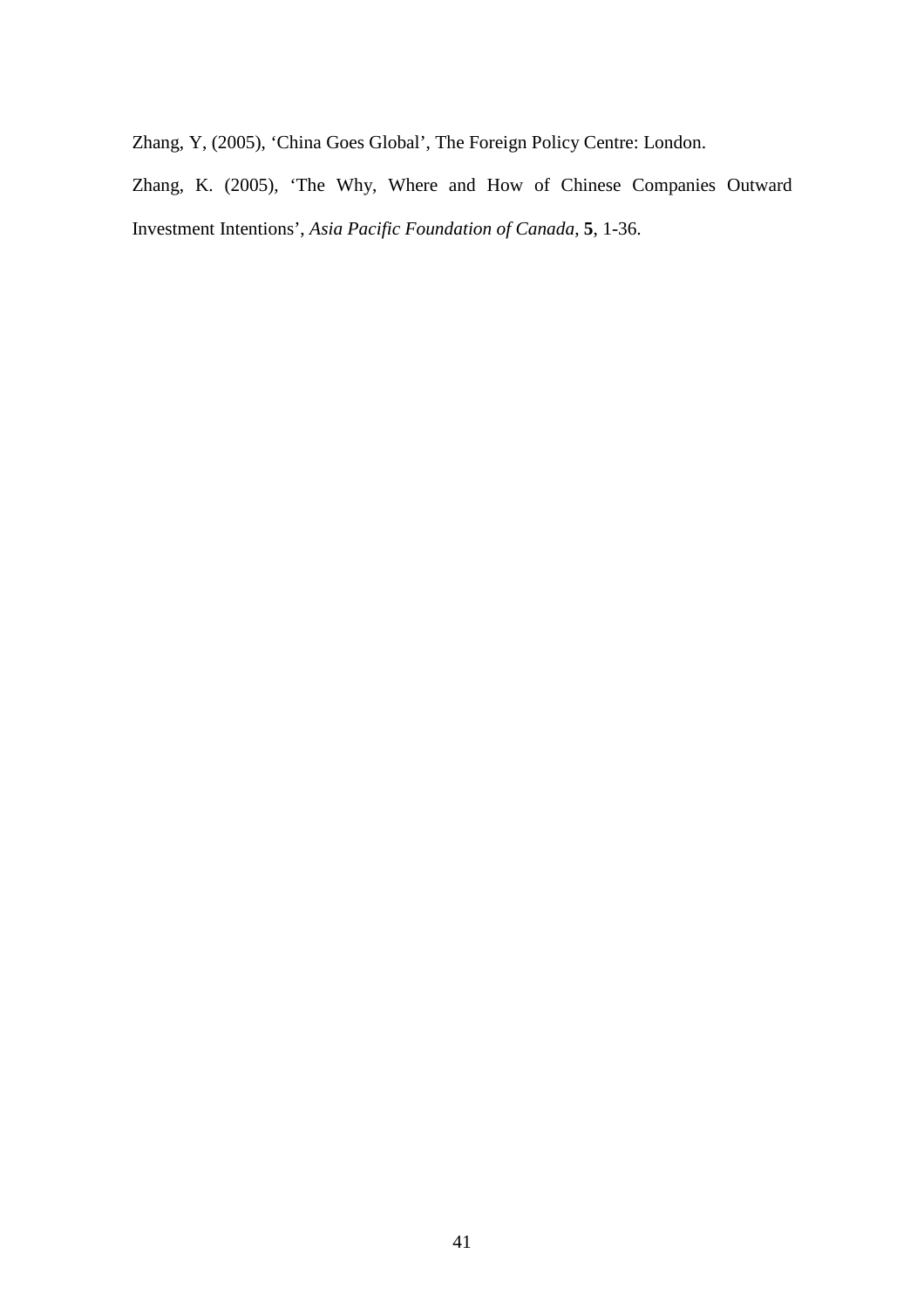Zhang, Y, (2005), 'China Goes Global', The Foreign Policy Centre: London.

Zhang, K. (2005), 'The Why, Where and How of Chinese Companies Outward Investment Intentions', *Asia Pacific Foundation of Canada*, **5**, 1-36.